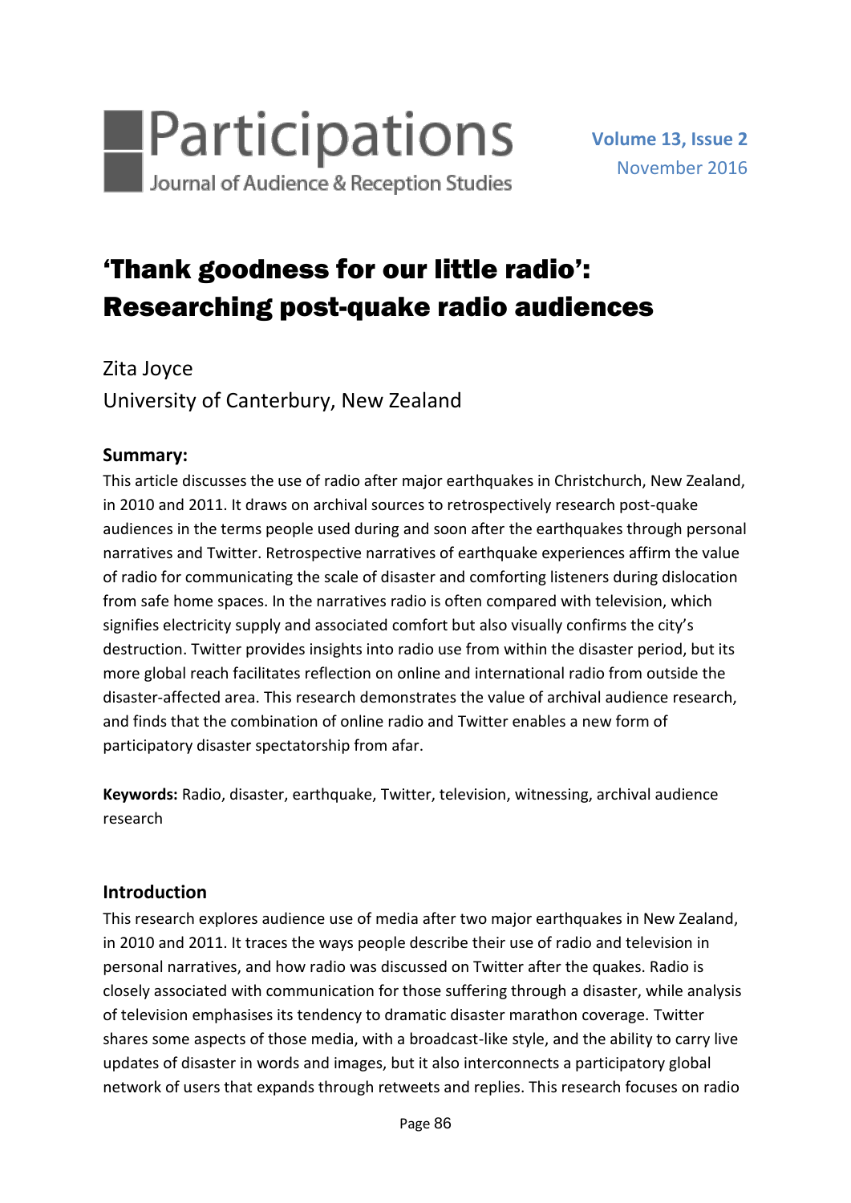# ‘Thank goodness for our little radio’: Researching post-quake radio audiences

Zita Joyce
University of Canterbury, New Zealand

## Summary:

This article discusses the use of radio after major earthquakes in Christchurch, New Zealand, in 2010 and 2011. It draws on archival sources to retrospectively research post-quake audiences in the terms people used during and soon after the earthquakes through personal narratives and Twitter. Retrospective narratives of earthquake experiences affirm the value of radio for communicating the scale of disaster and comforting listeners during dislocation from safe home spaces. In the narratives radio is often compared with television, which signifies electricity supply and associated comfort but also visually confirms the city’s destruction. Twitter provides insights into radio use from within the disaster period, but its more global reach facilitates reflection on online and international radio from outside the disaster-affected area. This research demonstrates the value of archival audience research, and finds that the combination of online radio and Twitter enables a new form of participatory disaster spectatorship from afar.

**Keywords:** Radio, disaster, earthquake, Twitter, television, witnessing, archival audience research

## Introduction

This research explores audience use of media after two major earthquakes in New Zealand, in 2010 and 2011. It traces the ways people describe their use of radio and television in personal narratives, and how radio was discussed on Twitter after the quakes. Radio is closely associated with communication for those suffering through a disaster, while analysis of television emphasises its tendency to dramatic disaster marathon coverage. Twitter shares some aspects of those media, with a broadcast-like style, and the ability to carry live updates of disaster in words and images, but it also interconnects a participatory global network of users that expands through retweets and replies. This research focuses on radio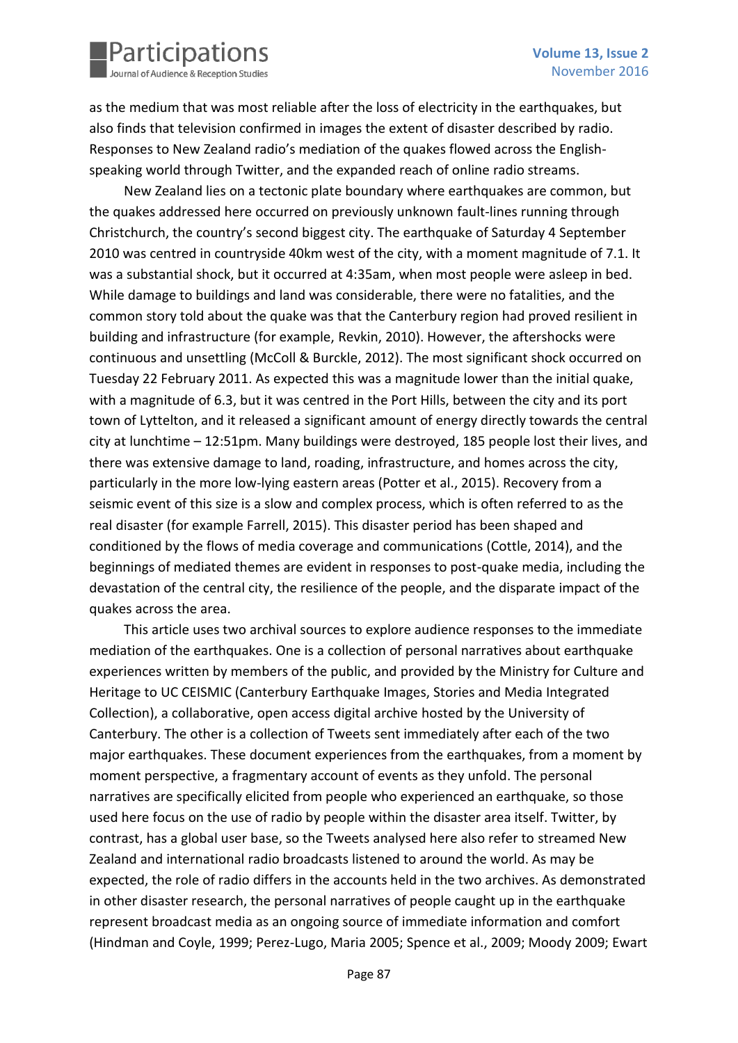as the medium that was most reliable after the loss of electricity in the earthquakes, but also finds that television confirmed in images the extent of disaster described by radio. Responses to New Zealand radio's mediation of the quakes flowed across the English-speaking world through Twitter, and the expanded reach of online radio streams.

New Zealand lies on a tectonic plate boundary where earthquakes are common, but the quakes addressed here occurred on previously unknown fault-lines running through Christchurch, the country's second biggest city. The earthquake of Saturday 4 September 2010 was centred in countryside 40km west of the city, with a moment magnitude of 7.1. It was a substantial shock, but it occurred at 4:35am, when most people were asleep in bed. While damage to buildings and land was considerable, there were no fatalities, and the common story told about the quake was that the Canterbury region had proved resilient in building and infrastructure (for example, Revkin, 2010). However, the aftershocks were continuous and unsettling (McColl & Burckle, 2012). The most significant shock occurred on Tuesday 22 February 2011. As expected this was a magnitude lower than the initial quake, with a magnitude of 6.3, but it was centred in the Port Hills, between the city and its port town of Lyttelton, and it released a significant amount of energy directly towards the central city at lunchtime – 12:51pm. Many buildings were destroyed, 185 people lost their lives, and there was extensive damage to land, roading, infrastructure, and homes across the city, particularly in the more low-lying eastern areas (Potter et al., 2015). Recovery from a seismic event of this size is a slow and complex process, which is often referred to as the real disaster (for example Farrell, 2015). This disaster period has been shaped and conditioned by the flows of media coverage and communications (Cottle, 2014), and the beginnings of mediated themes are evident in responses to post-quake media, including the devastation of the central city, the resilience of the people, and the disparate impact of the quakes across the area.

This article uses two archival sources to explore audience responses to the immediate mediation of the earthquakes. One is a collection of personal narratives about earthquake experiences written by members of the public, and provided by the Ministry for Culture and Heritage to UC CEISMIC (Canterbury Earthquake Images, Stories and Media Integrated Collection), a collaborative, open access digital archive hosted by the University of Canterbury. The other is a collection of Tweets sent immediately after each of the two major earthquakes. These document experiences from the earthquakes, from a moment by moment perspective, a fragmentary account of events as they unfold. The personal narratives are specifically elicited from people who experienced an earthquake, so those used here focus on the use of radio by people within the disaster area itself. Twitter, by contrast, has a global user base, so the Tweets analysed here also refer to streamed New Zealand and international radio broadcasts listened to around the world. As may be expected, the role of radio differs in the accounts held in the two archives. As demonstrated in other disaster research, the personal narratives of people caught up in the earthquake represent broadcast media as an ongoing source of immediate information and comfort (Hindman and Coyle, 1999; Perez-Lugo, Maria 2005; Spence et al., 2009; Moody 2009; Ewart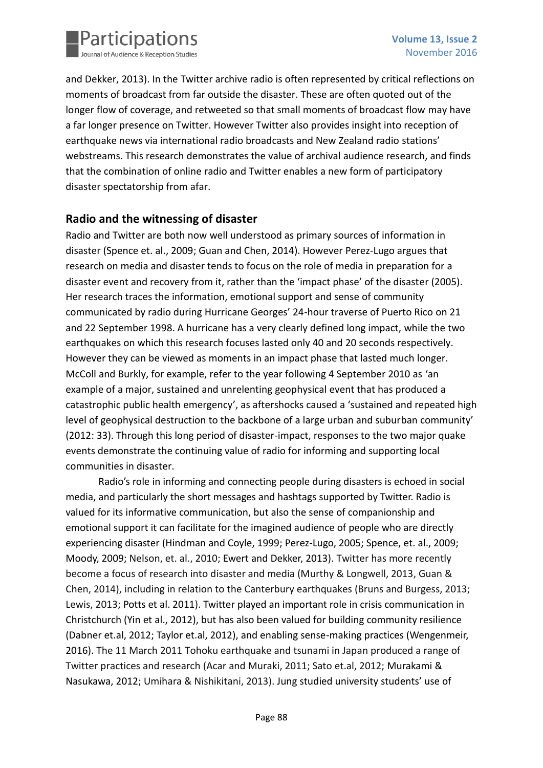and Dekker, 2013). In the Twitter archive radio is often represented by critical reflections on moments of broadcast from far outside the disaster. These are often quoted out of the longer flow of coverage, and retweeted so that small moments of broadcast flow may have a far longer presence on Twitter. However Twitter also provides insight into reception of earthquake news via international radio broadcasts and New Zealand radio stations' webstreams. This research demonstrates the value of archival audience research, and finds that the combination of online radio and Twitter enables a new form of participatory disaster spectatorship from afar.

## Radio and the witnessing of disaster

Radio and Twitter are both now well understood as primary sources of information in disaster (Spence et. al., 2009; Guan and Chen, 2014). However Perez-Lugo argues that research on media and disaster tends to focus on the role of media in preparation for a disaster event and recovery from it, rather than the 'impact phase' of the disaster (2005). Her research traces the information, emotional support and sense of community communicated by radio during Hurricane Georges' 24-hour traverse of Puerto Rico on 21 and 22 September 1998. A hurricane has a very clearly defined long impact, while the two earthquakes on which this research focuses lasted only 40 and 20 seconds respectively. However they can be viewed as moments in an impact phase that lasted much longer. McColl and Burkly, for example, refer to the year following 4 September 2010 as 'an example of a major, sustained and unrelenting geophysical event that has produced a catastrophic public health emergency', as aftershocks caused a 'sustained and repeated high level of geophysical destruction to the backbone of a large urban and suburban community' (2012: 33). Through this long period of disaster-impact, responses to the two major quake events demonstrate the continuing value of radio for informing and supporting local communities in disaster.

Radio's role in informing and connecting people during disasters is echoed in social media, and particularly the short messages and hashtags supported by Twitter. Radio is valued for its informative communication, but also the sense of companionship and emotional support it can facilitate for the imagined audience of people who are directly experiencing disaster (Hindman and Coyle, 1999; Perez-Lugo, 2005; Spence, et. al., 2009; Moody, 2009; Nelson, et. al., 2010; Ewert and Dekker, 2013). Twitter has more recently become a focus of research into disaster and media (Murthy & Longwell, 2013, Guan & Chen, 2014), including in relation to the Canterbury earthquakes (Bruns and Burgess, 2013; Lewis, 2013; Potts et al. 2011). Twitter played an important role in crisis communication in Christchurch (Yin et al., 2012), but has also been valued for building community resilience (Dabner et.al, 2012; Taylor et.al, 2012), and enabling sense-making practices (Wengenmeir, 2016). The 11 March 2011 Tohoku earthquake and tsunami in Japan produced a range of Twitter practices and research (Acar and Muraki, 2011; Sato et.al, 2012; Murakami & Nasukawa, 2012; Umihara & Nishikitani, 2013). Jung studied university students' use of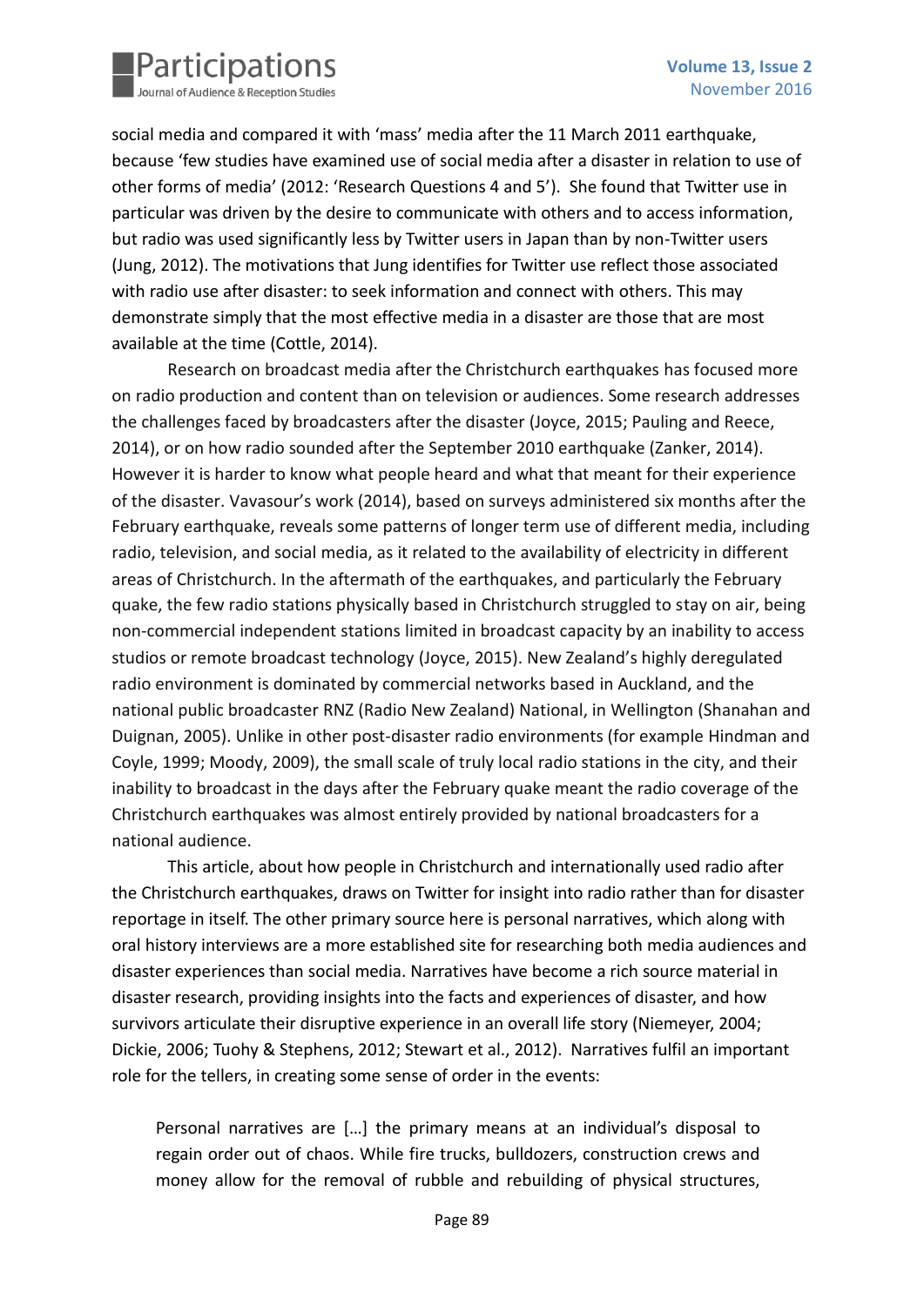social media and compared it with 'mass' media after the 11 March 2011 earthquake, because 'few studies have examined use of social media after a disaster in relation to use of other forms of media' (2012: 'Research Questions 4 and 5'). She found that Twitter use in particular was driven by the desire to communicate with others and to access information, but radio was used significantly less by Twitter users in Japan than by non-Twitter users (Jung, 2012). The motivations that Jung identifies for Twitter use reflect those associated with radio use after disaster: to seek information and connect with others. This may demonstrate simply that the most effective media in a disaster are those that are most available at the time (Cottle, 2014).

Research on broadcast media after the Christchurch earthquakes has focused more on radio production and content than on television or audiences. Some research addresses the challenges faced by broadcasters after the disaster (Joyce, 2015; Pauling and Reece, 2014), or on how radio sounded after the September 2010 earthquake (Zanker, 2014). However it is harder to know what people heard and what that meant for their experience of the disaster. Vavasour's work (2014), based on surveys administered six months after the February earthquake, reveals some patterns of longer term use of different media, including radio, television, and social media, as it related to the availability of electricity in different areas of Christchurch. In the aftermath of the earthquakes, and particularly the February quake, the few radio stations physically based in Christchurch struggled to stay on air, being non-commercial independent stations limited in broadcast capacity by an inability to access studios or remote broadcast technology (Joyce, 2015). New Zealand's highly deregulated radio environment is dominated by commercial networks based in Auckland, and the national public broadcaster RNZ (Radio New Zealand) National, in Wellington (Shanahan and Duignan, 2005). Unlike in other post-disaster radio environments (for example Hindman and Coyle, 1999; Moody, 2009), the small scale of truly local radio stations in the city, and their inability to broadcast in the days after the February quake meant the radio coverage of the Christchurch earthquakes was almost entirely provided by national broadcasters for a national audience.

This article, about how people in Christchurch and internationally used radio after the Christchurch earthquakes, draws on Twitter for insight into radio rather than for disaster reportage in itself. The other primary source here is personal narratives, which along with oral history interviews are a more established site for researching both media audiences and disaster experiences than social media. Narratives have become a rich source material in disaster research, providing insights into the facts and experiences of disaster, and how survivors articulate their disruptive experience in an overall life story (Niemeyer, 2004; Dickie, 2006; Tuohy & Stephens, 2012; Stewart et al., 2012). Narratives fulfil an important role for the tellers, in creating some sense of order in the events:

> Personal narratives are […] the primary means at an individual's disposal to regain order out of chaos. While fire trucks, bulldozers, construction crews and money allow for the removal of rubble and rebuilding of physical structures,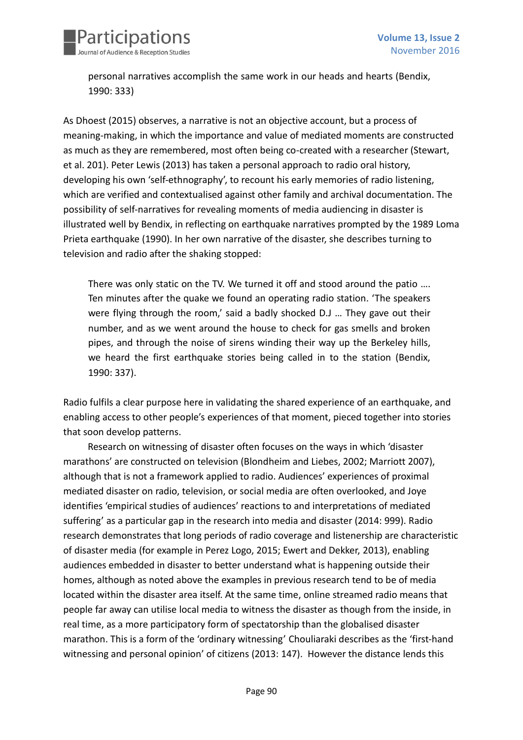> personal narratives accomplish the same work in our heads and hearts (Bendix, 1990: 333)

As Dhoest (2015) observes, a narrative is not an objective account, but a process of meaning-making, in which the importance and value of mediated moments are constructed as much as they are remembered, most often being co-created with a researcher (Stewart, et al. 201). Peter Lewis (2013) has taken a personal approach to radio oral history, developing his own 'self-ethnography', to recount his early memories of radio listening, which are verified and contextualised against other family and archival documentation. The possibility of self-narratives for revealing moments of media audiencing in disaster is illustrated well by Bendix, in reflecting on earthquake narratives prompted by the 1989 Loma Prieta earthquake (1990). In her own narrative of the disaster, she describes turning to television and radio after the shaking stopped:

> There was only static on the TV. We turned it off and stood around the patio …. Ten minutes after the quake we found an operating radio station. 'The speakers were flying through the room,' said a badly shocked D.J … They gave out their number, and as we went around the house to check for gas smells and broken pipes, and through the noise of sirens winding their way up the Berkeley hills, we heard the first earthquake stories being called in to the station (Bendix, 1990: 337).

Radio fulfils a clear purpose here in validating the shared experience of an earthquake, and enabling access to other people's experiences of that moment, pieced together into stories that soon develop patterns.

Research on witnessing of disaster often focuses on the ways in which 'disaster marathons' are constructed on television (Blondheim and Liebes, 2002; Marriott 2007), although that is not a framework applied to radio. Audiences' experiences of proximal mediated disaster on radio, television, or social media are often overlooked, and Joye identifies 'empirical studies of audiences' reactions to and interpretations of mediated suffering' as a particular gap in the research into media and disaster (2014: 999). Radio research demonstrates that long periods of radio coverage and listenership are characteristic of disaster media (for example in Perez Logo, 2015; Ewert and Dekker, 2013), enabling audiences embedded in disaster to better understand what is happening outside their homes, although as noted above the examples in previous research tend to be of media located within the disaster area itself. At the same time, online streamed radio means that people far away can utilise local media to witness the disaster as though from the inside, in real time, as a more participatory form of spectatorship than the globalised disaster marathon. This is a form of the 'ordinary witnessing' Chouliaraki describes as the 'first-hand witnessing and personal opinion' of citizens (2013: 147). However the distance lends this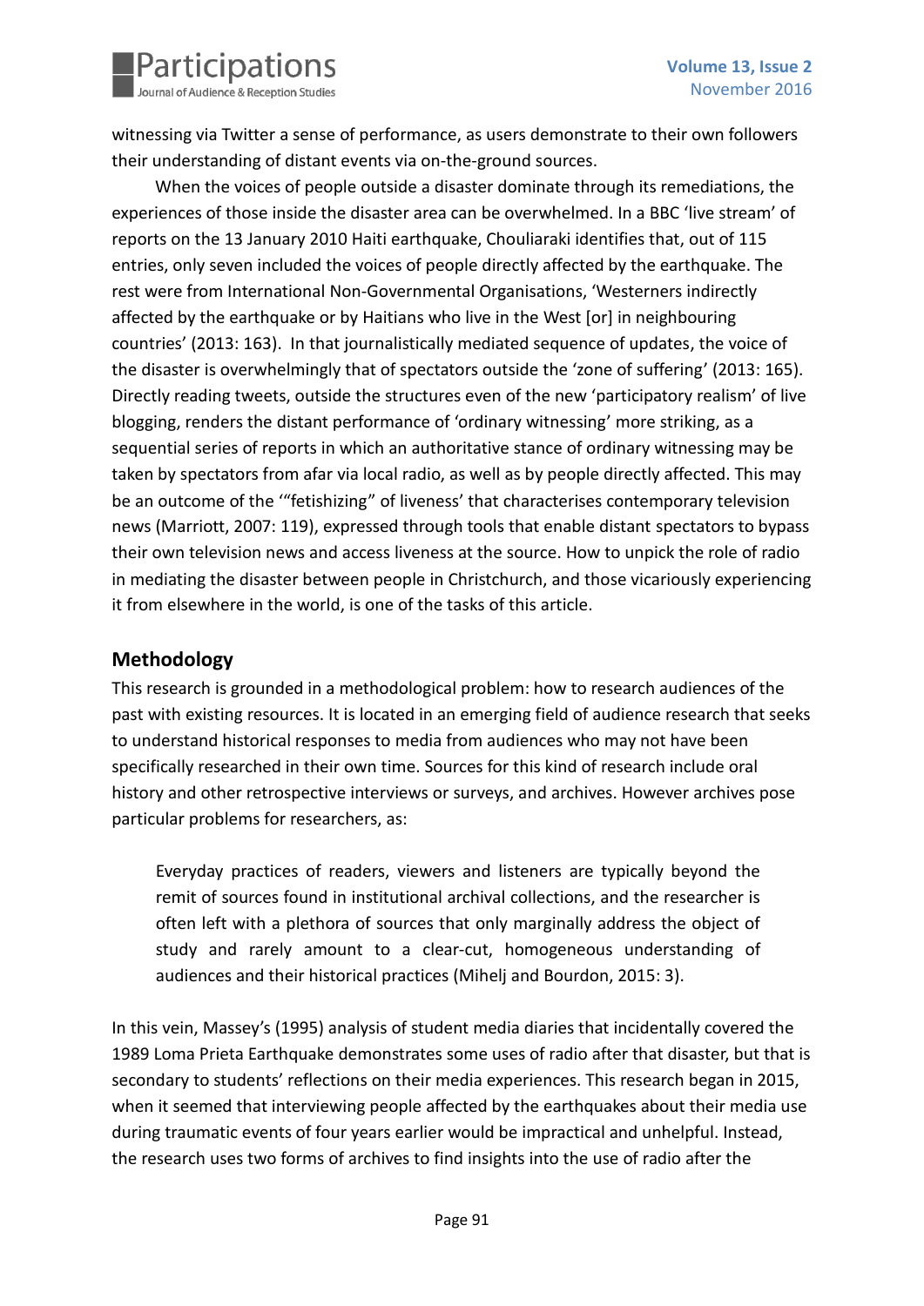witnessing via Twitter a sense of performance, as users demonstrate to their own followers their understanding of distant events via on-the-ground sources.

When the voices of people outside a disaster dominate through its remediations, the experiences of those inside the disaster area can be overwhelmed. In a BBC 'live stream' of reports on the 13 January 2010 Haiti earthquake, Chouliaraki identifies that, out of 115 entries, only seven included the voices of people directly affected by the earthquake. The rest were from International Non-Governmental Organisations, 'Westerners indirectly affected by the earthquake or by Haitians who live in the West [or] in neighbouring countries' (2013: 163). In that journalistically mediated sequence of updates, the voice of the disaster is overwhelmingly that of spectators outside the 'zone of suffering' (2013: 165). Directly reading tweets, outside the structures even of the new 'participatory realism' of live blogging, renders the distant performance of 'ordinary witnessing' more striking, as a sequential series of reports in which an authoritative stance of ordinary witnessing may be taken by spectators from afar via local radio, as well as by people directly affected. This may be an outcome of the '"fetishizing" of liveness' that characterises contemporary television news (Marriott, 2007: 119), expressed through tools that enable distant spectators to bypass their own television news and access liveness at the source. How to unpick the role of radio in mediating the disaster between people in Christchurch, and those vicariously experiencing it from elsewhere in the world, is one of the tasks of this article.

## Methodology

This research is grounded in a methodological problem: how to research audiences of the past with existing resources. It is located in an emerging field of audience research that seeks to understand historical responses to media from audiences who may not have been specifically researched in their own time. Sources for this kind of research include oral history and other retrospective interviews or surveys, and archives. However archives pose particular problems for researchers, as:

> Everyday practices of readers, viewers and listeners are typically beyond the remit of sources found in institutional archival collections, and the researcher is often left with a plethora of sources that only marginally address the object of study and rarely amount to a clear-cut, homogeneous understanding of audiences and their historical practices (Mihelj and Bourdon, 2015: 3).

In this vein, Massey's (1995) analysis of student media diaries that incidentally covered the 1989 Loma Prieta Earthquake demonstrates some uses of radio after that disaster, but that is secondary to students' reflections on their media experiences. This research began in 2015, when it seemed that interviewing people affected by the earthquakes about their media use during traumatic events of four years earlier would be impractical and unhelpful. Instead, the research uses two forms of archives to find insights into the use of radio after the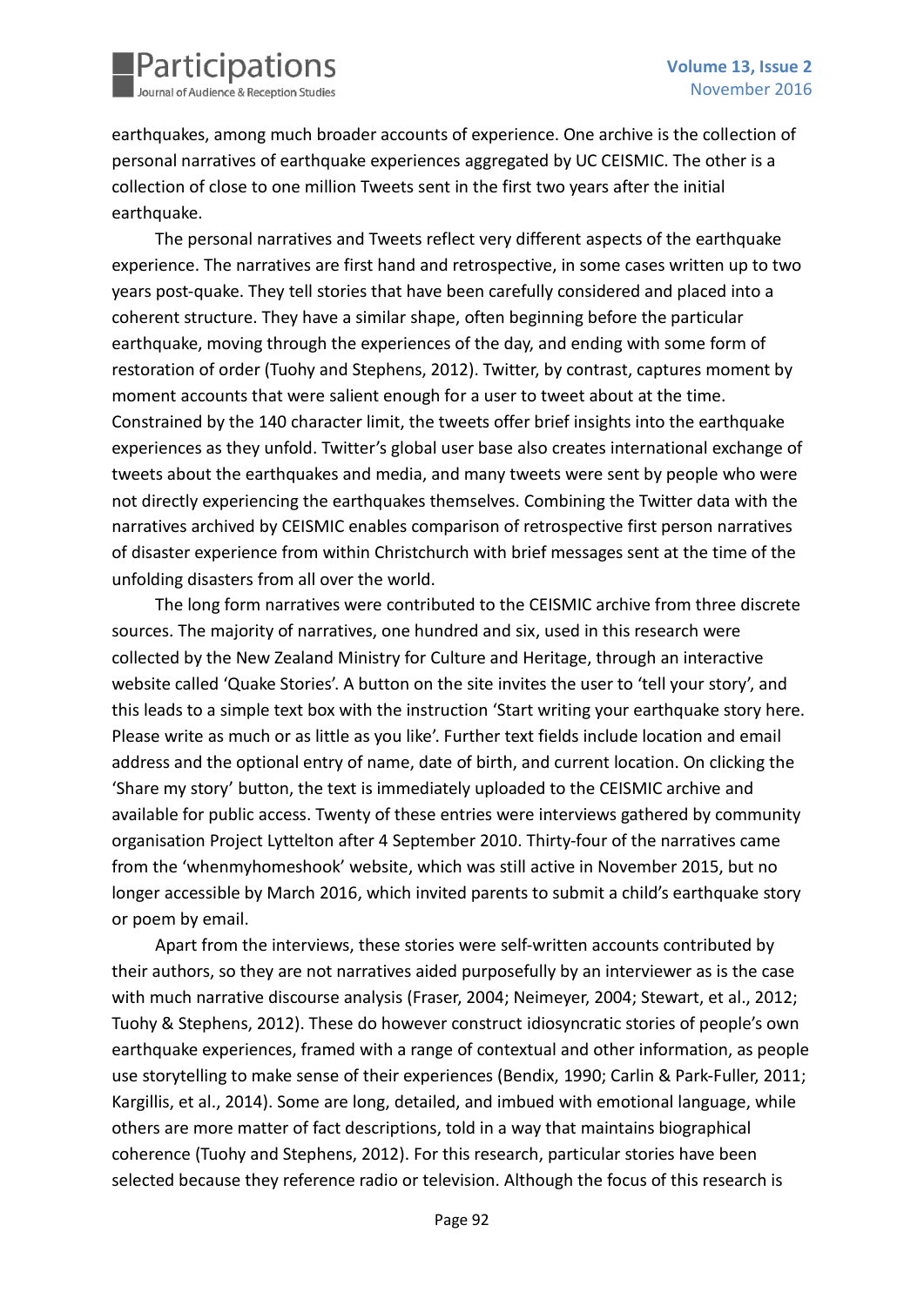earthquakes, among much broader accounts of experience. One archive is the collection of personal narratives of earthquake experiences aggregated by UC CEISMIC. The other is a collection of close to one million Tweets sent in the first two years after the initial earthquake.

The personal narratives and Tweets reflect very different aspects of the earthquake experience. The narratives are first hand and retrospective, in some cases written up to two years post-quake. They tell stories that have been carefully considered and placed into a coherent structure. They have a similar shape, often beginning before the particular earthquake, moving through the experiences of the day, and ending with some form of restoration of order (Tuohy and Stephens, 2012). Twitter, by contrast, captures moment by moment accounts that were salient enough for a user to tweet about at the time. Constrained by the 140 character limit, the tweets offer brief insights into the earthquake experiences as they unfold. Twitter's global user base also creates international exchange of tweets about the earthquakes and media, and many tweets were sent by people who were not directly experiencing the earthquakes themselves. Combining the Twitter data with the narratives archived by CEISMIC enables comparison of retrospective first person narratives of disaster experience from within Christchurch with brief messages sent at the time of the unfolding disasters from all over the world.

The long form narratives were contributed to the CEISMIC archive from three discrete sources. The majority of narratives, one hundred and six, used in this research were collected by the New Zealand Ministry for Culture and Heritage, through an interactive website called 'Quake Stories'. A button on the site invites the user to 'tell your story', and this leads to a simple text box with the instruction 'Start writing your earthquake story here. Please write as much or as little as you like'. Further text fields include location and email address and the optional entry of name, date of birth, and current location. On clicking the 'Share my story' button, the text is immediately uploaded to the CEISMIC archive and available for public access. Twenty of these entries were interviews gathered by community organisation Project Lyttelton after 4 September 2010. Thirty-four of the narratives came from the 'whenmyhomeshook' website, which was still active in November 2015, but no longer accessible by March 2016, which invited parents to submit a child's earthquake story or poem by email.

Apart from the interviews, these stories were self-written accounts contributed by their authors, so they are not narratives aided purposefully by an interviewer as is the case with much narrative discourse analysis (Fraser, 2004; Neimeyer, 2004; Stewart, et al., 2012; Tuohy & Stephens, 2012). These do however construct idiosyncratic stories of people's own earthquake experiences, framed with a range of contextual and other information, as people use storytelling to make sense of their experiences (Bendix, 1990; Carlin & Park-Fuller, 2011; Kargillis, et al., 2014). Some are long, detailed, and imbued with emotional language, while others are more matter of fact descriptions, told in a way that maintains biographical coherence (Tuohy and Stephens, 2012). For this research, particular stories have been selected because they reference radio or television. Although the focus of this research is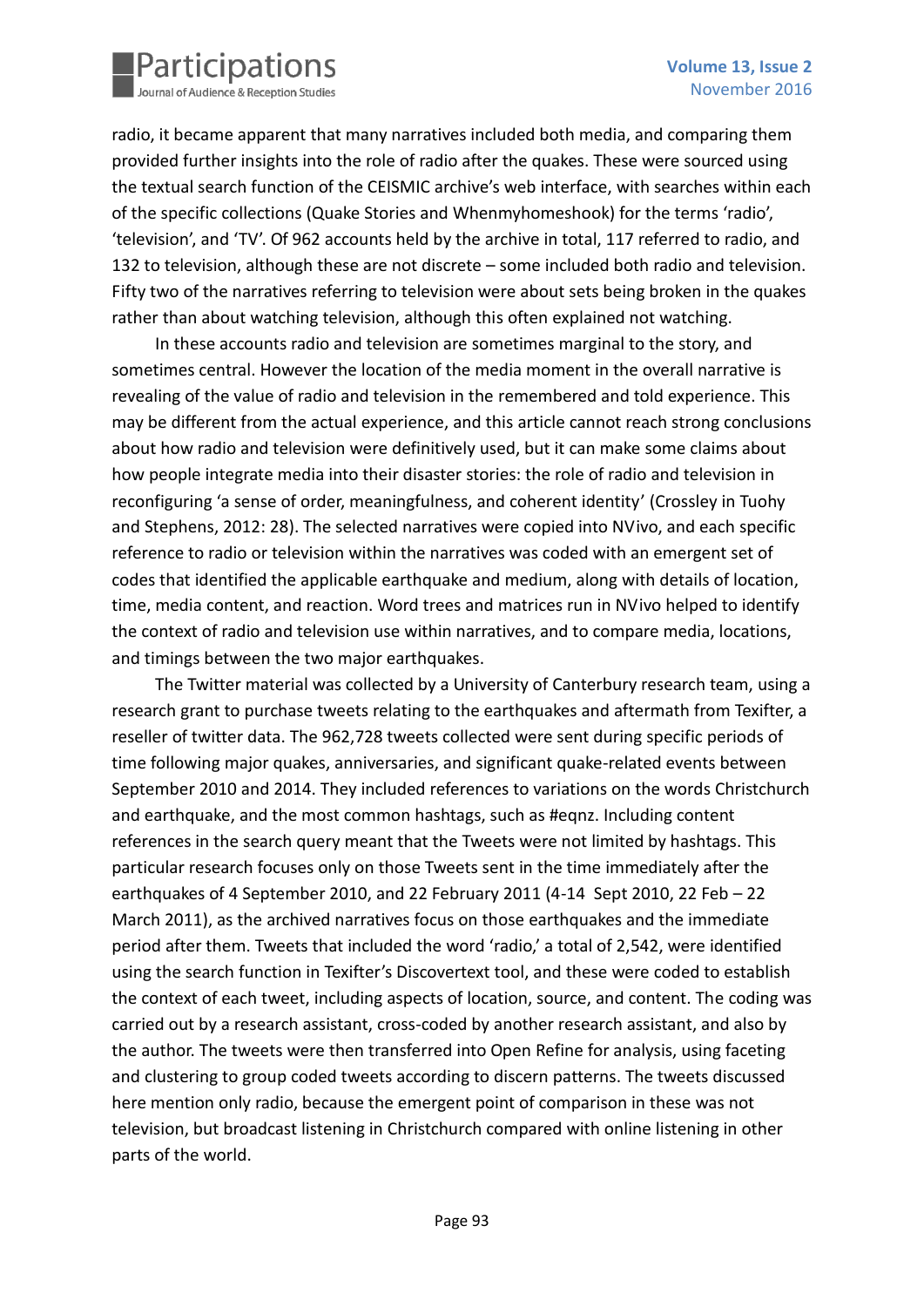radio, it became apparent that many narratives included both media, and comparing them provided further insights into the role of radio after the quakes. These were sourced using the textual search function of the CEISMIC archive's web interface, with searches within each of the specific collections (Quake Stories and Whenmyhomeshook) for the terms 'radio', 'television', and 'TV'. Of 962 accounts held by the archive in total, 117 referred to radio, and 132 to television, although these are not discrete – some included both radio and television. Fifty two of the narratives referring to television were about sets being broken in the quakes rather than about watching television, although this often explained not watching.

In these accounts radio and television are sometimes marginal to the story, and sometimes central. However the location of the media moment in the overall narrative is revealing of the value of radio and television in the remembered and told experience. This may be different from the actual experience, and this article cannot reach strong conclusions about how radio and television were definitively used, but it can make some claims about how people integrate media into their disaster stories: the role of radio and television in reconfiguring 'a sense of order, meaningfulness, and coherent identity' (Crossley in Tuohy and Stephens, 2012: 28). The selected narratives were copied into NVivo, and each specific reference to radio or television within the narratives was coded with an emergent set of codes that identified the applicable earthquake and medium, along with details of location, time, media content, and reaction. Word trees and matrices run in NVivo helped to identify the context of radio and television use within narratives, and to compare media, locations, and timings between the two major earthquakes.

The Twitter material was collected by a University of Canterbury research team, using a research grant to purchase tweets relating to the earthquakes and aftermath from Texifter, a reseller of twitter data. The 962,728 tweets collected were sent during specific periods of time following major quakes, anniversaries, and significant quake-related events between September 2010 and 2014. They included references to variations on the words Christchurch and earthquake, and the most common hashtags, such as #eqnz. Including content references in the search query meant that the Tweets were not limited by hashtags. This particular research focuses only on those Tweets sent in the time immediately after the earthquakes of 4 September 2010, and 22 February 2011 (4-14 Sept 2010, 22 Feb – 22 March 2011), as the archived narratives focus on those earthquakes and the immediate period after them. Tweets that included the word 'radio,' a total of 2,542, were identified using the search function in Texifter's Discovertext tool, and these were coded to establish the context of each tweet, including aspects of location, source, and content. The coding was carried out by a research assistant, cross-coded by another research assistant, and also by the author. The tweets were then transferred into Open Refine for analysis, using faceting and clustering to group coded tweets according to discern patterns. The tweets discussed here mention only radio, because the emergent point of comparison in these was not television, but broadcast listening in Christchurch compared with online listening in other parts of the world.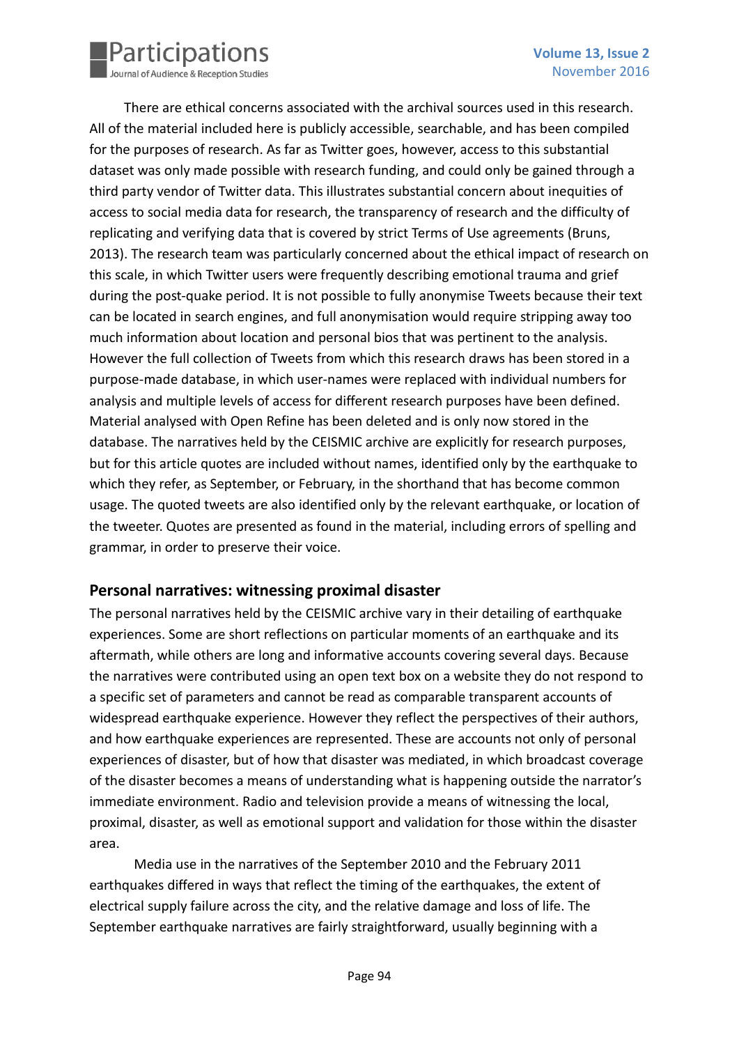There are ethical concerns associated with the archival sources used in this research. All of the material included here is publicly accessible, searchable, and has been compiled for the purposes of research. As far as Twitter goes, however, access to this substantial dataset was only made possible with research funding, and could only be gained through a third party vendor of Twitter data. This illustrates substantial concern about inequities of access to social media data for research, the transparency of research and the difficulty of replicating and verifying data that is covered by strict Terms of Use agreements (Bruns, 2013). The research team was particularly concerned about the ethical impact of research on this scale, in which Twitter users were frequently describing emotional trauma and grief during the post-quake period. It is not possible to fully anonymise Tweets because their text can be located in search engines, and full anonymisation would require stripping away too much information about location and personal bios that was pertinent to the analysis. However the full collection of Tweets from which this research draws has been stored in a purpose-made database, in which user-names were replaced with individual numbers for analysis and multiple levels of access for different research purposes have been defined. Material analysed with Open Refine has been deleted and is only now stored in the database. The narratives held by the CEISMIC archive are explicitly for research purposes, but for this article quotes are included without names, identified only by the earthquake to which they refer, as September, or February, in the shorthand that has become common usage. The quoted tweets are also identified only by the relevant earthquake, or location of the tweeter. Quotes are presented as found in the material, including errors of spelling and grammar, in order to preserve their voice.

## Personal narratives: witnessing proximal disaster

The personal narratives held by the CEISMIC archive vary in their detailing of earthquake experiences. Some are short reflections on particular moments of an earthquake and its aftermath, while others are long and informative accounts covering several days. Because the narratives were contributed using an open text box on a website they do not respond to a specific set of parameters and cannot be read as comparable transparent accounts of widespread earthquake experience. However they reflect the perspectives of their authors, and how earthquake experiences are represented. These are accounts not only of personal experiences of disaster, but of how that disaster was mediated, in which broadcast coverage of the disaster becomes a means of understanding what is happening outside the narrator's immediate environment. Radio and television provide a means of witnessing the local, proximal, disaster, as well as emotional support and validation for those within the disaster area.

Media use in the narratives of the September 2010 and the February 2011 earthquakes differed in ways that reflect the timing of the earthquakes, the extent of electrical supply failure across the city, and the relative damage and loss of life. The September earthquake narratives are fairly straightforward, usually beginning with a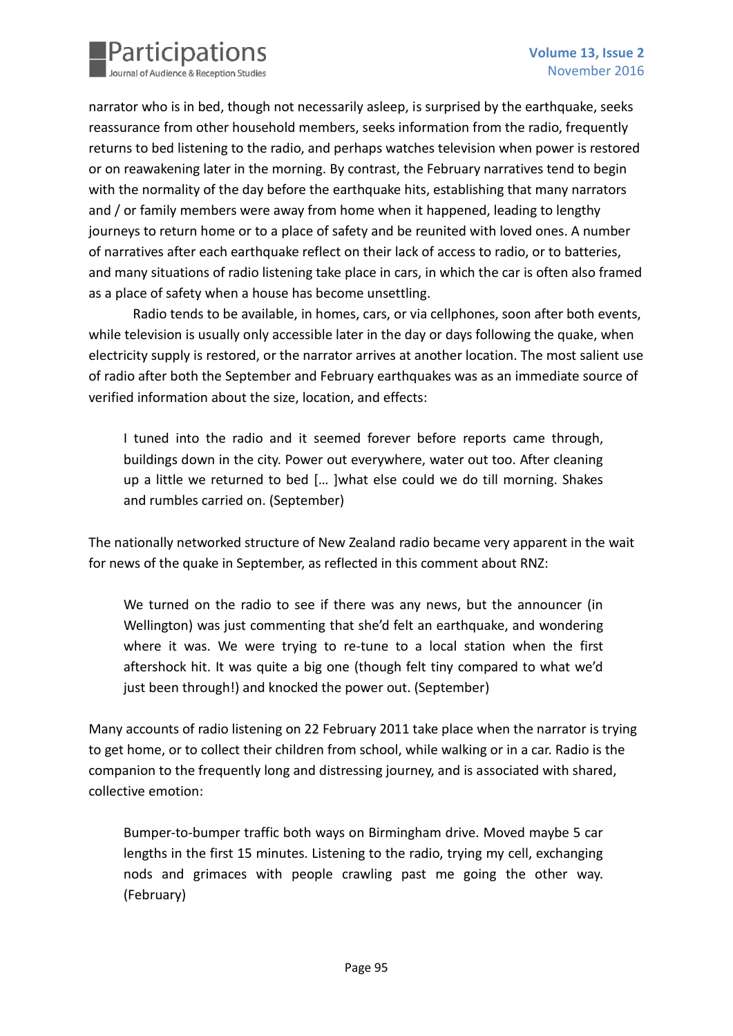narrator who is in bed, though not necessarily asleep, is surprised by the earthquake, seeks reassurance from other household members, seeks information from the radio, frequently returns to bed listening to the radio, and perhaps watches television when power is restored or on reawakening later in the morning. By contrast, the February narratives tend to begin with the normality of the day before the earthquake hits, establishing that many narrators and / or family members were away from home when it happened, leading to lengthy journeys to return home or to a place of safety and be reunited with loved ones. A number of narratives after each earthquake reflect on their lack of access to radio, or to batteries, and many situations of radio listening take place in cars, in which the car is often also framed as a place of safety when a house has become unsettling.

Radio tends to be available, in homes, cars, or via cellphones, soon after both events, while television is usually only accessible later in the day or days following the quake, when electricity supply is restored, or the narrator arrives at another location. The most salient use of radio after both the September and February earthquakes was as an immediate source of verified information about the size, location, and effects:

> I tuned into the radio and it seemed forever before reports came through, buildings down in the city. Power out everywhere, water out too. After cleaning up a little we returned to bed [… ]what else could we do till morning. Shakes and rumbles carried on. (September)

The nationally networked structure of New Zealand radio became very apparent in the wait for news of the quake in September, as reflected in this comment about RNZ:

> We turned on the radio to see if there was any news, but the announcer (in Wellington) was just commenting that she'd felt an earthquake, and wondering where it was. We were trying to re-tune to a local station when the first aftershock hit. It was quite a big one (though felt tiny compared to what we'd just been through!) and knocked the power out. (September)

Many accounts of radio listening on 22 February 2011 take place when the narrator is trying to get home, or to collect their children from school, while walking or in a car. Radio is the companion to the frequently long and distressing journey, and is associated with shared, collective emotion:

> Bumper-to-bumper traffic both ways on Birmingham drive. Moved maybe 5 car lengths in the first 15 minutes. Listening to the radio, trying my cell, exchanging nods and grimaces with people crawling past me going the other way. (February)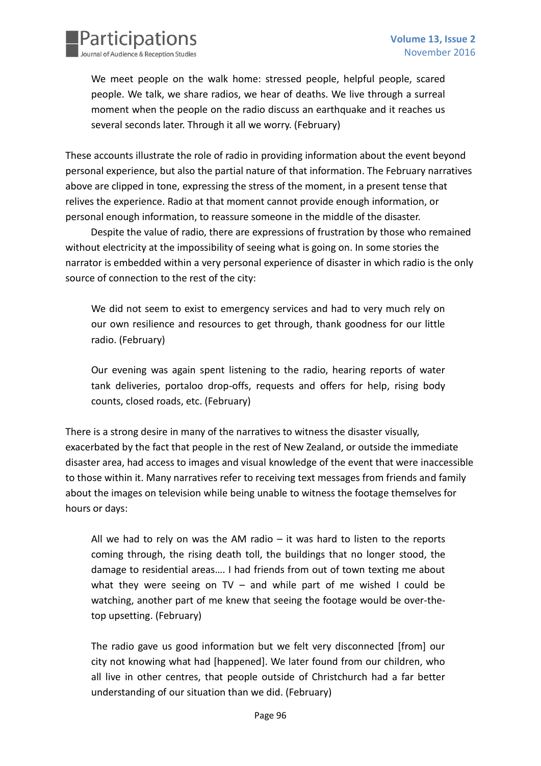> We meet people on the walk home: stressed people, helpful people, scared people. We talk, we share radios, we hear of deaths. We live through a surreal moment when the people on the radio discuss an earthquake and it reaches us several seconds later. Through it all we worry. (February)

These accounts illustrate the role of radio in providing information about the event beyond personal experience, but also the partial nature of that information. The February narratives above are clipped in tone, expressing the stress of the moment, in a present tense that relives the experience. Radio at that moment cannot provide enough information, or personal enough information, to reassure someone in the middle of the disaster.

Despite the value of radio, there are expressions of frustration by those who remained without electricity at the impossibility of seeing what is going on. In some stories the narrator is embedded within a very personal experience of disaster in which radio is the only source of connection to the rest of the city:

> We did not seem to exist to emergency services and had to very much rely on our own resilience and resources to get through, thank goodness for our little radio. (February)

> Our evening was again spent listening to the radio, hearing reports of water tank deliveries, portaloo drop-offs, requests and offers for help, rising body counts, closed roads, etc. (February)

There is a strong desire in many of the narratives to witness the disaster visually, exacerbated by the fact that people in the rest of New Zealand, or outside the immediate disaster area, had access to images and visual knowledge of the event that were inaccessible to those within it. Many narratives refer to receiving text messages from friends and family about the images on television while being unable to witness the footage themselves for hours or days:

> All we had to rely on was the AM radio – it was hard to listen to the reports coming through, the rising death toll, the buildings that no longer stood, the damage to residential areas…. I had friends from out of town texting me about what they were seeing on TV – and while part of me wished I could be watching, another part of me knew that seeing the footage would be over-the-top upsetting. (February)

> The radio gave us good information but we felt very disconnected [from] our city not knowing what had [happened]. We later found from our children, who all live in other centres, that people outside of Christchurch had a far better understanding of our situation than we did. (February)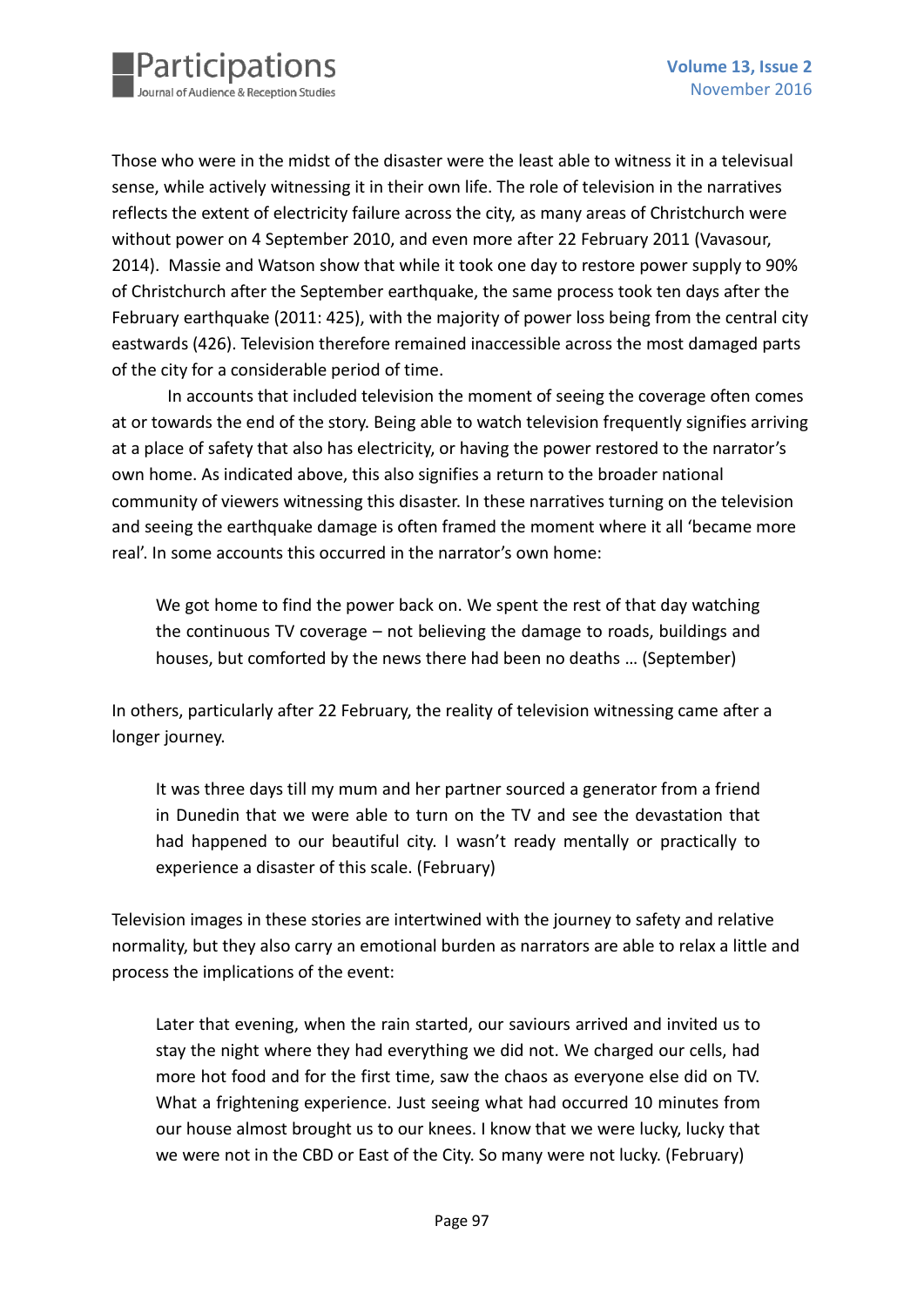Those who were in the midst of the disaster were the least able to witness it in a televisual sense, while actively witnessing it in their own life. The role of television in the narratives reflects the extent of electricity failure across the city, as many areas of Christchurch were without power on 4 September 2010, and even more after 22 February 2011 (Vavasour, 2014). Massie and Watson show that while it took one day to restore power supply to 90% of Christchurch after the September earthquake, the same process took ten days after the February earthquake (2011: 425), with the majority of power loss being from the central city eastwards (426). Television therefore remained inaccessible across the most damaged parts of the city for a considerable period of time.

In accounts that included television the moment of seeing the coverage often comes at or towards the end of the story. Being able to watch television frequently signifies arriving at a place of safety that also has electricity, or having the power restored to the narrator's own home. As indicated above, this also signifies a return to the broader national community of viewers witnessing this disaster. In these narratives turning on the television and seeing the earthquake damage is often framed the moment where it all 'became more real'. In some accounts this occurred in the narrator's own home:

> We got home to find the power back on. We spent the rest of that day watching the continuous TV coverage – not believing the damage to roads, buildings and houses, but comforted by the news there had been no deaths … (September)

In others, particularly after 22 February, the reality of television witnessing came after a longer journey.

> It was three days till my mum and her partner sourced a generator from a friend in Dunedin that we were able to turn on the TV and see the devastation that had happened to our beautiful city. I wasn't ready mentally or practically to experience a disaster of this scale. (February)

Television images in these stories are intertwined with the journey to safety and relative normality, but they also carry an emotional burden as narrators are able to relax a little and process the implications of the event:

> Later that evening, when the rain started, our saviours arrived and invited us to stay the night where they had everything we did not. We charged our cells, had more hot food and for the first time, saw the chaos as everyone else did on TV. What a frightening experience. Just seeing what had occurred 10 minutes from our house almost brought us to our knees. I know that we were lucky, lucky that we were not in the CBD or East of the City. So many were not lucky. (February)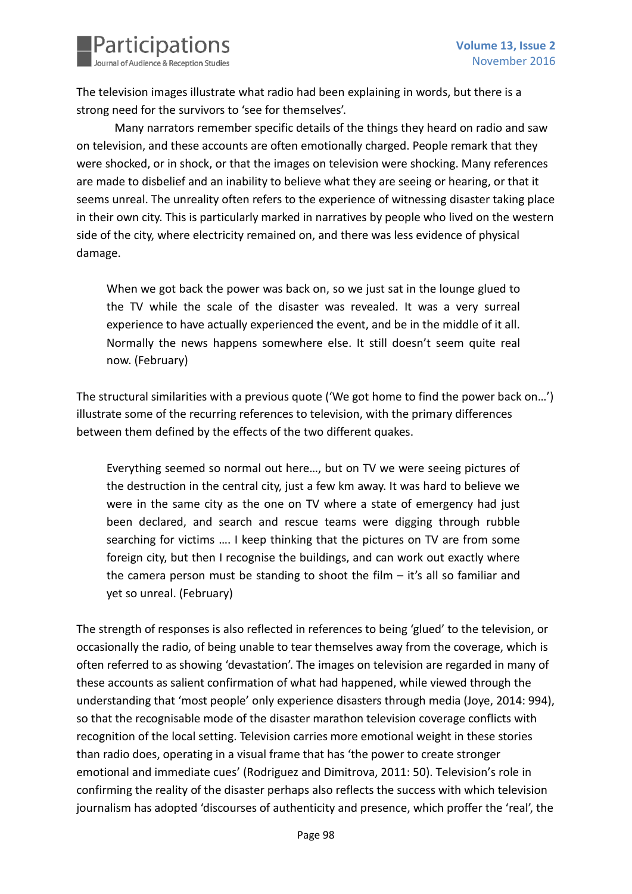The television images illustrate what radio had been explaining in words, but there is a strong need for the survivors to 'see for themselves'.

Many narrators remember specific details of the things they heard on radio and saw on television, and these accounts are often emotionally charged. People remark that they were shocked, or in shock, or that the images on television were shocking. Many references are made to disbelief and an inability to believe what they are seeing or hearing, or that it seems unreal. The unreality often refers to the experience of witnessing disaster taking place in their own city. This is particularly marked in narratives by people who lived on the western side of the city, where electricity remained on, and there was less evidence of physical damage.

> When we got back the power was back on, so we just sat in the lounge glued to the TV while the scale of the disaster was revealed. It was a very surreal experience to have actually experienced the event, and be in the middle of it all. Normally the news happens somewhere else. It still doesn't seem quite real now. (February)

The structural similarities with a previous quote ('We got home to find the power back on…') illustrate some of the recurring references to television, with the primary differences between them defined by the effects of the two different quakes.

> Everything seemed so normal out here…, but on TV we were seeing pictures of the destruction in the central city, just a few km away. It was hard to believe we were in the same city as the one on TV where a state of emergency had just been declared, and search and rescue teams were digging through rubble searching for victims …. I keep thinking that the pictures on TV are from some foreign city, but then I recognise the buildings, and can work out exactly where the camera person must be standing to shoot the film – it's all so familiar and yet so unreal. (February)

The strength of responses is also reflected in references to being 'glued' to the television, or occasionally the radio, of being unable to tear themselves away from the coverage, which is often referred to as showing 'devastation'. The images on television are regarded in many of these accounts as salient confirmation of what had happened, while viewed through the understanding that 'most people' only experience disasters through media (Joye, 2014: 994), so that the recognisable mode of the disaster marathon television coverage conflicts with recognition of the local setting. Television carries more emotional weight in these stories than radio does, operating in a visual frame that has 'the power to create stronger emotional and immediate cues' (Rodriguez and Dimitrova, 2011: 50). Television's role in confirming the reality of the disaster perhaps also reflects the success with which television journalism has adopted 'discourses of authenticity and presence, which proffer the 'real', the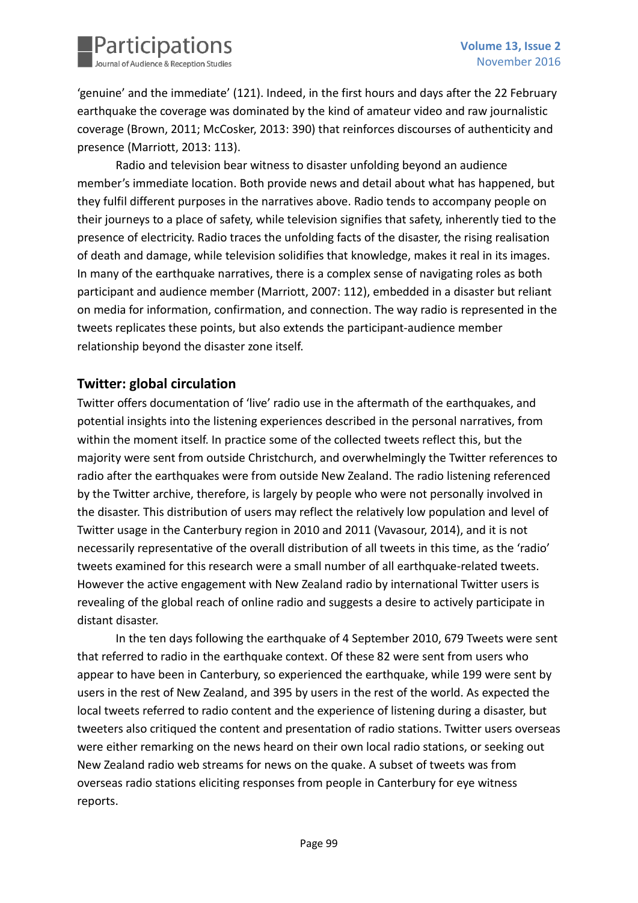'genuine' and the immediate' (121). Indeed, in the first hours and days after the 22 February earthquake the coverage was dominated by the kind of amateur video and raw journalistic coverage (Brown, 2011; McCosker, 2013: 390) that reinforces discourses of authenticity and presence (Marriott, 2013: 113).

Radio and television bear witness to disaster unfolding beyond an audience member's immediate location. Both provide news and detail about what has happened, but they fulfil different purposes in the narratives above. Radio tends to accompany people on their journeys to a place of safety, while television signifies that safety, inherently tied to the presence of electricity. Radio traces the unfolding facts of the disaster, the rising realisation of death and damage, while television solidifies that knowledge, makes it real in its images. In many of the earthquake narratives, there is a complex sense of navigating roles as both participant and audience member (Marriott, 2007: 112), embedded in a disaster but reliant on media for information, confirmation, and connection. The way radio is represented in the tweets replicates these points, but also extends the participant-audience member relationship beyond the disaster zone itself.

## Twitter: global circulation

Twitter offers documentation of 'live' radio use in the aftermath of the earthquakes, and potential insights into the listening experiences described in the personal narratives, from within the moment itself. In practice some of the collected tweets reflect this, but the majority were sent from outside Christchurch, and overwhelmingly the Twitter references to radio after the earthquakes were from outside New Zealand. The radio listening referenced by the Twitter archive, therefore, is largely by people who were not personally involved in the disaster. This distribution of users may reflect the relatively low population and level of Twitter usage in the Canterbury region in 2010 and 2011 (Vavasour, 2014), and it is not necessarily representative of the overall distribution of all tweets in this time, as the 'radio' tweets examined for this research were a small number of all earthquake-related tweets. However the active engagement with New Zealand radio by international Twitter users is revealing of the global reach of online radio and suggests a desire to actively participate in distant disaster.

In the ten days following the earthquake of 4 September 2010, 679 Tweets were sent that referred to radio in the earthquake context. Of these 82 were sent from users who appear to have been in Canterbury, so experienced the earthquake, while 199 were sent by users in the rest of New Zealand, and 395 by users in the rest of the world. As expected the local tweets referred to radio content and the experience of listening during a disaster, but tweeters also critiqued the content and presentation of radio stations. Twitter users overseas were either remarking on the news heard on their own local radio stations, or seeking out New Zealand radio web streams for news on the quake. A subset of tweets was from overseas radio stations eliciting responses from people in Canterbury for eye witness reports.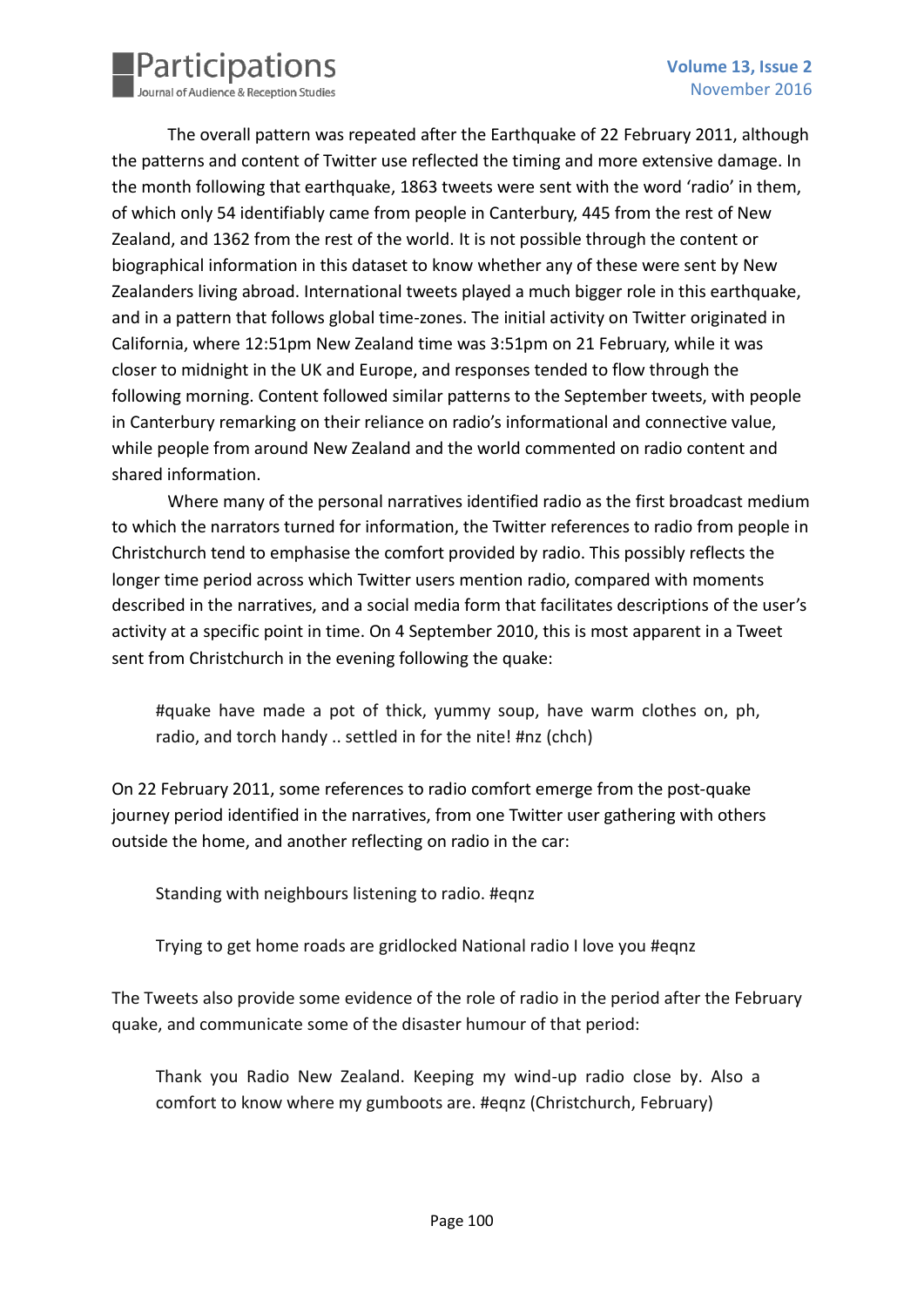The overall pattern was repeated after the Earthquake of 22 February 2011, although the patterns and content of Twitter use reflected the timing and more extensive damage. In the month following that earthquake, 1863 tweets were sent with the word 'radio' in them, of which only 54 identifiably came from people in Canterbury, 445 from the rest of New Zealand, and 1362 from the rest of the world. It is not possible through the content or biographical information in this dataset to know whether any of these were sent by New Zealanders living abroad. International tweets played a much bigger role in this earthquake, and in a pattern that follows global time-zones. The initial activity on Twitter originated in California, where 12:51pm New Zealand time was 3:51pm on 21 February, while it was closer to midnight in the UK and Europe, and responses tended to flow through the following morning. Content followed similar patterns to the September tweets, with people in Canterbury remarking on their reliance on radio's informational and connective value, while people from around New Zealand and the world commented on radio content and shared information.

Where many of the personal narratives identified radio as the first broadcast medium to which the narrators turned for information, the Twitter references to radio from people in Christchurch tend to emphasise the comfort provided by radio. This possibly reflects the longer time period across which Twitter users mention radio, compared with moments described in the narratives, and a social media form that facilitates descriptions of the user's activity at a specific point in time. On 4 September 2010, this is most apparent in a Tweet sent from Christchurch in the evening following the quake:

> #quake have made a pot of thick, yummy soup, have warm clothes on, ph, radio, and torch handy .. settled in for the nite! #nz (chch)

On 22 February 2011, some references to radio comfort emerge from the post-quake journey period identified in the narratives, from one Twitter user gathering with others outside the home, and another reflecting on radio in the car:

> Standing with neighbours listening to radio. #eqnz

> Trying to get home roads are gridlocked National radio I love you #eqnz

The Tweets also provide some evidence of the role of radio in the period after the February quake, and communicate some of the disaster humour of that period:

> Thank you Radio New Zealand. Keeping my wind-up radio close by. Also a comfort to know where my gumboots are. #eqnz (Christchurch, February)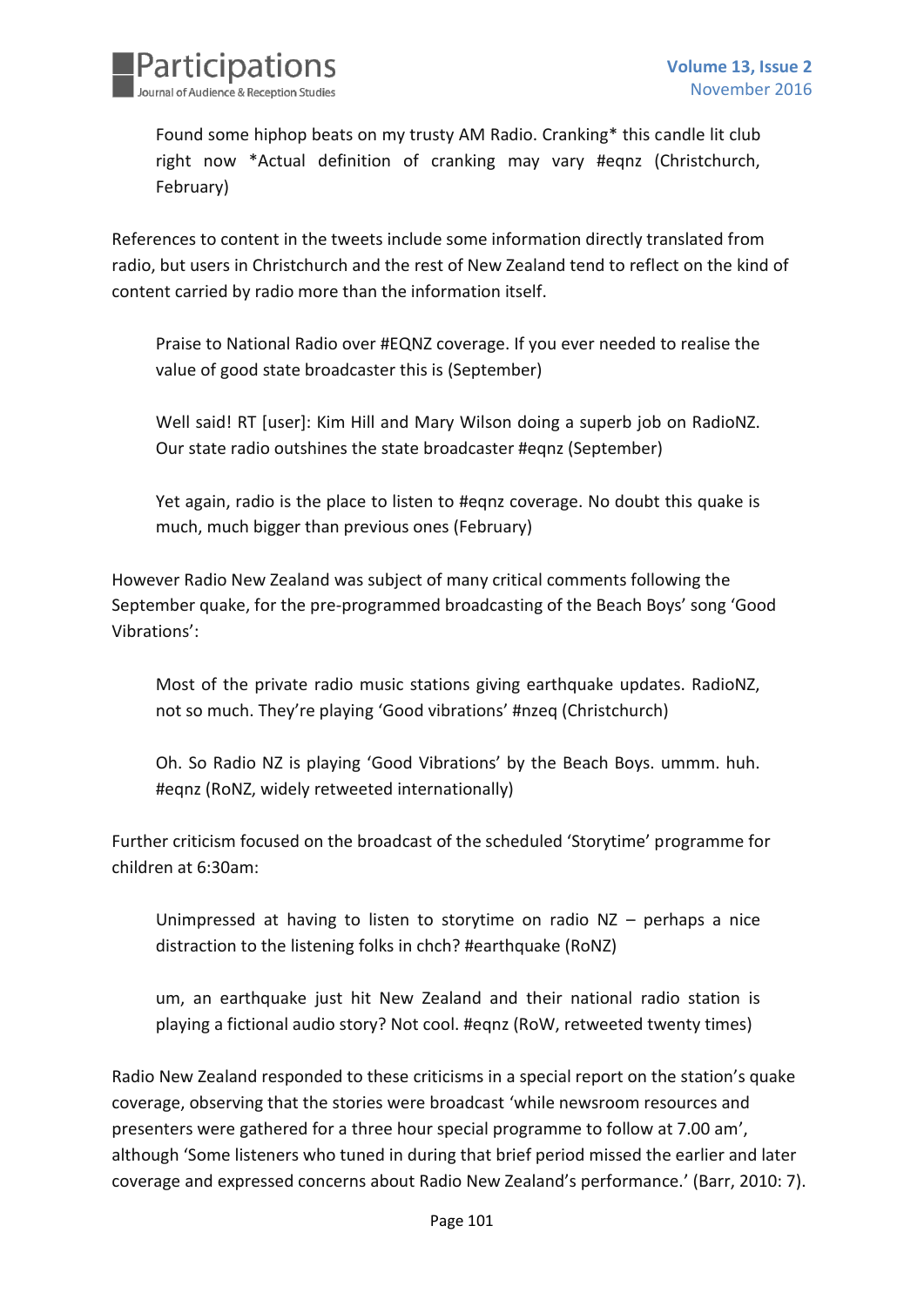> Found some hiphop beats on my trusty AM Radio. Cranking* this candle lit club right now *Actual definition of cranking may vary #eqnz (Christchurch, February)

References to content in the tweets include some information directly translated from radio, but users in Christchurch and the rest of New Zealand tend to reflect on the kind of content carried by radio more than the information itself.

> Praise to National Radio over #EQNZ coverage. If you ever needed to realise the value of good state broadcaster this is (September)

> Well said! RT [user]: Kim Hill and Mary Wilson doing a superb job on RadioNZ. Our state radio outshines the state broadcaster #eqnz (September)

> Yet again, radio is the place to listen to #eqnz coverage. No doubt this quake is much, much bigger than previous ones (February)

However Radio New Zealand was subject of many critical comments following the September quake, for the pre-programmed broadcasting of the Beach Boys' song 'Good Vibrations':

> Most of the private radio music stations giving earthquake updates. RadioNZ, not so much. They're playing 'Good vibrations' #nzeq (Christchurch)

> Oh. So Radio NZ is playing 'Good Vibrations' by the Beach Boys. ummm. huh. #eqnz (RoNZ, widely retweeted internationally)

Further criticism focused on the broadcast of the scheduled 'Storytime' programme for children at 6:30am:

> Unimpressed at having to listen to storytime on radio NZ – perhaps a nice distraction to the listening folks in chch? #earthquake (RoNZ)

> um, an earthquake just hit New Zealand and their national radio station is playing a fictional audio story? Not cool. #eqnz (RoW, retweeted twenty times)

Radio New Zealand responded to these criticisms in a special report on the station's quake coverage, observing that the stories were broadcast 'while newsroom resources and presenters were gathered for a three hour special programme to follow at 7.00 am', although 'Some listeners who tuned in during that brief period missed the earlier and later coverage and expressed concerns about Radio New Zealand's performance.' (Barr, 2010: 7).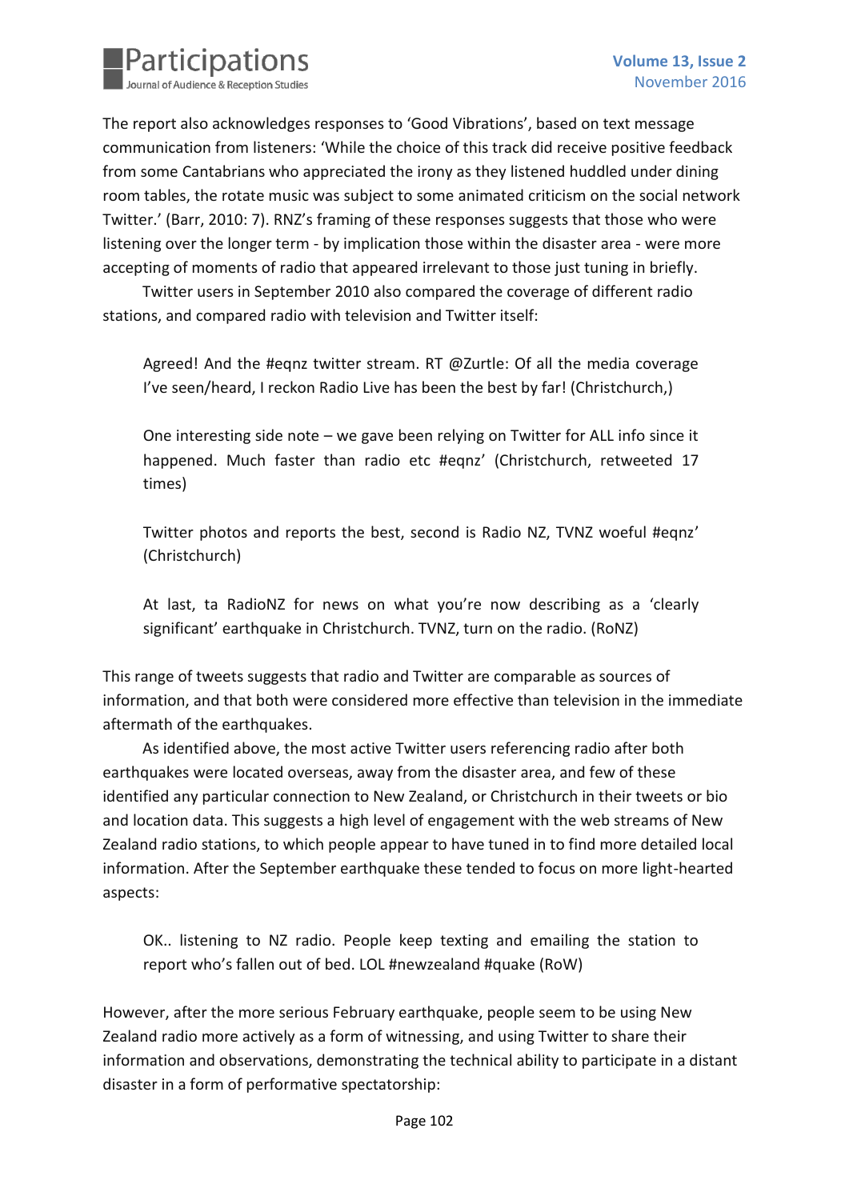The report also acknowledges responses to 'Good Vibrations', based on text message communication from listeners: 'While the choice of this track did receive positive feedback from some Cantabrians who appreciated the irony as they listened huddled under dining room tables, the rotate music was subject to some animated criticism on the social network Twitter.' (Barr, 2010: 7). RNZ's framing of these responses suggests that those who were listening over the longer term - by implication those within the disaster area - were more accepting of moments of radio that appeared irrelevant to those just tuning in briefly.

Twitter users in September 2010 also compared the coverage of different radio stations, and compared radio with television and Twitter itself:

> Agreed! And the #eqnz twitter stream. RT @Zurtle: Of all the media coverage I've seen/heard, I reckon Radio Live has been the best by far! (Christchurch,)

> One interesting side note – we gave been relying on Twitter for ALL info since it happened. Much faster than radio etc #eqnz' (Christchurch, retweeted 17 times)

> Twitter photos and reports the best, second is Radio NZ, TVNZ woeful #eqnz' (Christchurch)

> At last, ta RadioNZ for news on what you're now describing as a 'clearly significant' earthquake in Christchurch. TVNZ, turn on the radio. (RoNZ)

This range of tweets suggests that radio and Twitter are comparable as sources of information, and that both were considered more effective than television in the immediate aftermath of the earthquakes.

As identified above, the most active Twitter users referencing radio after both earthquakes were located overseas, away from the disaster area, and few of these identified any particular connection to New Zealand, or Christchurch in their tweets or bio and location data. This suggests a high level of engagement with the web streams of New Zealand radio stations, to which people appear to have tuned in to find more detailed local information. After the September earthquake these tended to focus on more light-hearted aspects:

> OK.. listening to NZ radio. People keep texting and emailing the station to report who's fallen out of bed. LOL #newzealand #quake (RoW)

However, after the more serious February earthquake, people seem to be using New Zealand radio more actively as a form of witnessing, and using Twitter to share their information and observations, demonstrating the technical ability to participate in a distant disaster in a form of performative spectatorship: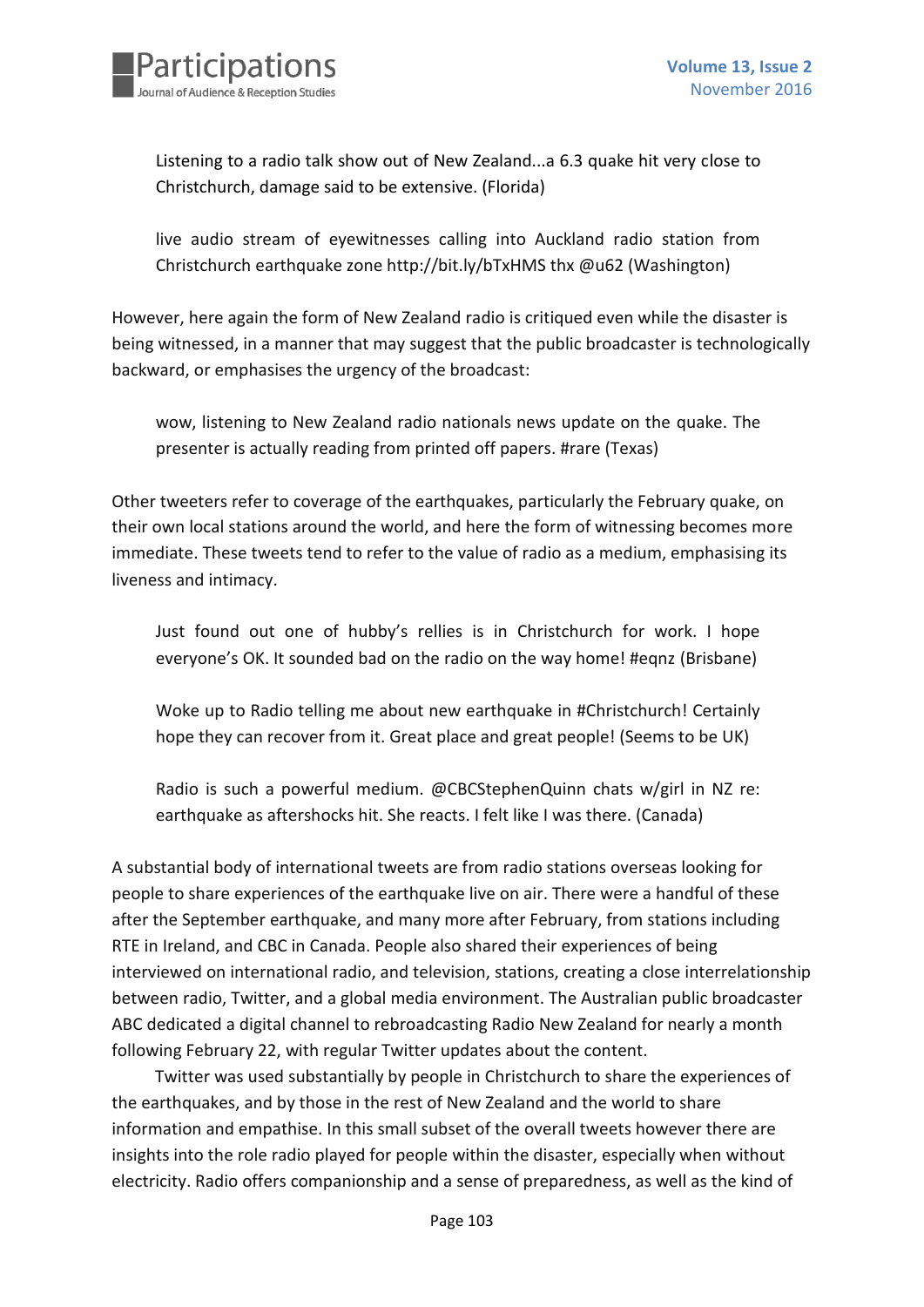> Listening to a radio talk show out of New Zealand...a 6.3 quake hit very close to Christchurch, damage said to be extensive. (Florida)

> live audio stream of eyewitnesses calling into Auckland radio station from Christchurch earthquake zone http://bit.ly/bTxHMS thx @u62 (Washington)

However, here again the form of New Zealand radio is critiqued even while the disaster is being witnessed, in a manner that may suggest that the public broadcaster is technologically backward, or emphasises the urgency of the broadcast:

> wow, listening to New Zealand radio nationals news update on the quake. The presenter is actually reading from printed off papers. #rare (Texas)

Other tweeters refer to coverage of the earthquakes, particularly the February quake, on their own local stations around the world, and here the form of witnessing becomes more immediate. These tweets tend to refer to the value of radio as a medium, emphasising its liveness and intimacy.

> Just found out one of hubby's rellies is in Christchurch for work. I hope everyone's OK. It sounded bad on the radio on the way home! #eqnz (Brisbane)

> Woke up to Radio telling me about new earthquake in #Christchurch! Certainly hope they can recover from it. Great place and great people! (Seems to be UK)

> Radio is such a powerful medium. @CBCStephenQuinn chats w/girl in NZ re: earthquake as aftershocks hit. She reacts. I felt like I was there. (Canada)

A substantial body of international tweets are from radio stations overseas looking for people to share experiences of the earthquake live on air. There were a handful of these after the September earthquake, and many more after February, from stations including RTE in Ireland, and CBC in Canada. People also shared their experiences of being interviewed on international radio, and television, stations, creating a close interrelationship between radio, Twitter, and a global media environment. The Australian public broadcaster ABC dedicated a digital channel to rebroadcasting Radio New Zealand for nearly a month following February 22, with regular Twitter updates about the content.

Twitter was used substantially by people in Christchurch to share the experiences of the earthquakes, and by those in the rest of New Zealand and the world to share information and empathise. In this small subset of the overall tweets however there are insights into the role radio played for people within the disaster, especially when without electricity. Radio offers companionship and a sense of preparedness, as well as the kind of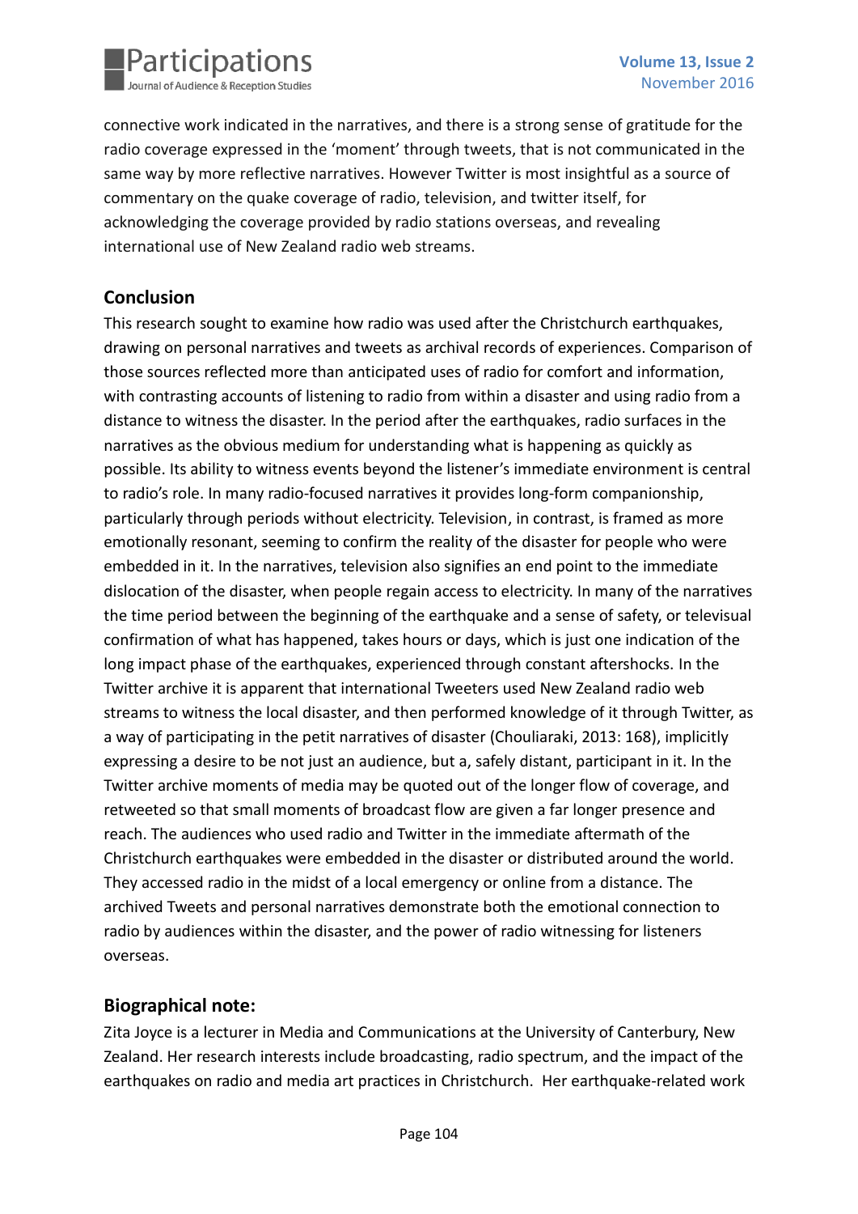connective work indicated in the narratives, and there is a strong sense of gratitude for the radio coverage expressed in the 'moment' through tweets, that is not communicated in the same way by more reflective narratives. However Twitter is most insightful as a source of commentary on the quake coverage of radio, television, and twitter itself, for acknowledging the coverage provided by radio stations overseas, and revealing international use of New Zealand radio web streams.

## Conclusion

This research sought to examine how radio was used after the Christchurch earthquakes, drawing on personal narratives and tweets as archival records of experiences. Comparison of those sources reflected more than anticipated uses of radio for comfort and information, with contrasting accounts of listening to radio from within a disaster and using radio from a distance to witness the disaster. In the period after the earthquakes, radio surfaces in the narratives as the obvious medium for understanding what is happening as quickly as possible. Its ability to witness events beyond the listener's immediate environment is central to radio's role. In many radio-focused narratives it provides long-form companionship, particularly through periods without electricity. Television, in contrast, is framed as more emotionally resonant, seeming to confirm the reality of the disaster for people who were embedded in it. In the narratives, television also signifies an end point to the immediate dislocation of the disaster, when people regain access to electricity. In many of the narratives the time period between the beginning of the earthquake and a sense of safety, or televisual confirmation of what has happened, takes hours or days, which is just one indication of the long impact phase of the earthquakes, experienced through constant aftershocks. In the Twitter archive it is apparent that international Tweeters used New Zealand radio web streams to witness the local disaster, and then performed knowledge of it through Twitter, as a way of participating in the petit narratives of disaster (Chouliaraki, 2013: 168), implicitly expressing a desire to be not just an audience, but a, safely distant, participant in it. In the Twitter archive moments of media may be quoted out of the longer flow of coverage, and retweeted so that small moments of broadcast flow are given a far longer presence and reach. The audiences who used radio and Twitter in the immediate aftermath of the Christchurch earthquakes were embedded in the disaster or distributed around the world. They accessed radio in the midst of a local emergency or online from a distance. The archived Tweets and personal narratives demonstrate both the emotional connection to radio by audiences within the disaster, and the power of radio witnessing for listeners overseas.

## Biographical note:

Zita Joyce is a lecturer in Media and Communications at the University of Canterbury, New Zealand. Her research interests include broadcasting, radio spectrum, and the impact of the earthquakes on radio and media art practices in Christchurch. Her earthquake-related work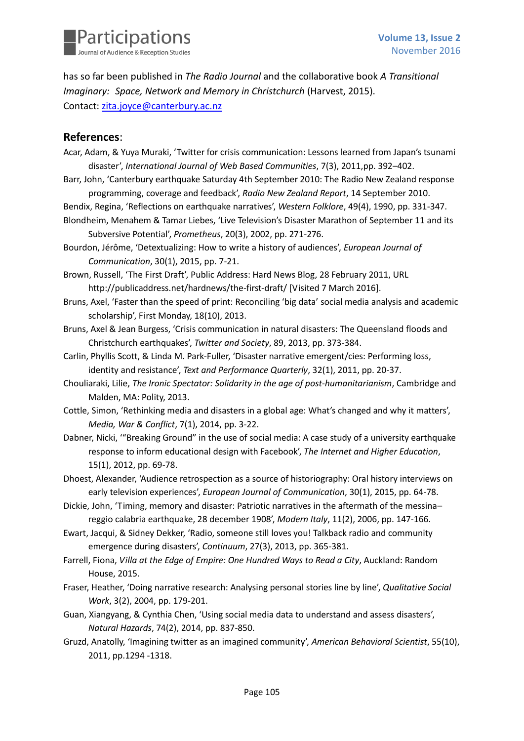has so far been published in *The Radio Journal* and the collaborative book *A Transitional Imaginary: Space, Network and Memory in Christchurch* (Harvest, 2015).
Contact: zita.joyce@canterbury.ac.nz

## References:

Acar, Adam, & Yuya Muraki, 'Twitter for crisis communication: Lessons learned from Japan's tsunami disaster', *International Journal of Web Based Communities*, 7(3), 2011,pp. 392–402.

Barr, John, 'Canterbury earthquake Saturday 4th September 2010: The Radio New Zealand response programming, coverage and feedback', *Radio New Zealand Report*, 14 September 2010.

Bendix, Regina, 'Reflections on earthquake narratives', *Western Folklore*, 49(4), 1990, pp. 331-347.

Blondheim, Menahem & Tamar Liebes, 'Live Television's Disaster Marathon of September 11 and its Subversive Potential', *Prometheus*, 20(3), 2002, pp. 271-276.

Bourdon, Jérôme, 'Detextualizing: How to write a history of audiences', *European Journal of Communication*, 30(1), 2015, pp. 7-21.

Brown, Russell, 'The First Draft', Public Address: Hard News Blog, 28 February 2011, URL http://publicaddress.net/hardnews/the-first-draft/ [Visited 7 March 2016].

Bruns, Axel, 'Faster than the speed of print: Reconciling 'big data' social media analysis and academic scholarship', First Monday, 18(10), 2013.

Bruns, Axel & Jean Burgess, 'Crisis communication in natural disasters: The Queensland floods and Christchurch earthquakes', *Twitter and Society*, 89, 2013, pp. 373-384.

Carlin, Phyllis Scott, & Linda M. Park-Fuller, 'Disaster narrative emergent/cies: Performing loss, identity and resistance', *Text and Performance Quarterly*, 32(1), 2011, pp. 20-37.

Chouliaraki, Lilie, *The Ironic Spectator: Solidarity in the age of post-humanitarianism*, Cambridge and Malden, MA: Polity, 2013.

Cottle, Simon, 'Rethinking media and disasters in a global age: What's changed and why it matters', *Media, War & Conflict*, 7(1), 2014, pp. 3-22.

Dabner, Nicki, '"Breaking Ground" in the use of social media: A case study of a university earthquake response to inform educational design with Facebook', *The Internet and Higher Education*, 15(1), 2012, pp. 69-78.

Dhoest, Alexander, 'Audience retrospection as a source of historiography: Oral history interviews on early television experiences', *European Journal of Communication*, 30(1), 2015, pp. 64-78.

Dickie, John, 'Timing, memory and disaster: Patriotic narratives in the aftermath of the messina–reggio calabria earthquake, 28 december 1908', *Modern Italy*, 11(2), 2006, pp. 147-166.

Ewart, Jacqui, & Sidney Dekker, 'Radio, someone still loves you! Talkback radio and community emergence during disasters', *Continuum*, 27(3), 2013, pp. 365-381.

Farrell, Fiona, *Villa at the Edge of Empire: One Hundred Ways to Read a City*, Auckland: Random House, 2015.

Fraser, Heather, 'Doing narrative research: Analysing personal stories line by line', *Qualitative Social Work*, 3(2), 2004, pp. 179-201.

Guan, Xiangyang, & Cynthia Chen, 'Using social media data to understand and assess disasters', *Natural Hazards*, 74(2), 2014, pp. 837-850.

Gruzd, Anatolly, 'Imagining twitter as an imagined community', *American Behavioral Scientist*, 55(10), 2011, pp.1294 -1318.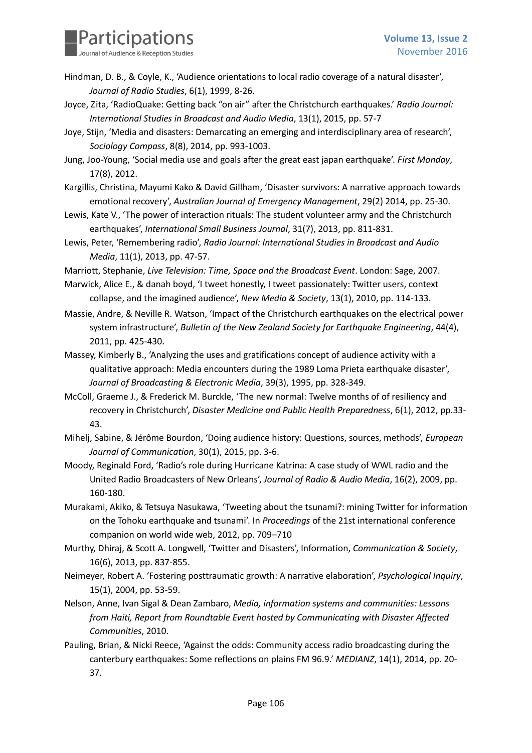Hindman, D. B., & Coyle, K., 'Audience orientations to local radio coverage of a natural disaster', *Journal of Radio Studies*, 6(1), 1999, 8-26.

Joyce, Zita, 'RadioQuake: Getting back "on air" after the Christchurch earthquakes.' *Radio Journal: International Studies in Broadcast and Audio Media*, 13(1), 2015, pp. 57-7

Joye, Stijn, 'Media and disasters: Demarcating an emerging and interdisciplinary area of research', *Sociology Compass*, 8(8), 2014, pp. 993-1003.

Jung, Joo-Young, 'Social media use and goals after the great east japan earthquake'. *First Monday*, 17(8), 2012.

Kargillis, Christina, Mayumi Kako & David Gillham, 'Disaster survivors: A narrative approach towards emotional recovery', *Australian Journal of Emergency Management*, 29(2) 2014, pp. 25-30.

Lewis, Kate V., 'The power of interaction rituals: The student volunteer army and the Christchurch earthquakes', *International Small Business Journal*, 31(7), 2013, pp. 811-831.

Lewis, Peter, 'Remembering radio', *Radio Journal: International Studies in Broadcast and Audio Media*, 11(1), 2013, pp. 47-57.

Marriott, Stephanie, *Live Television: Time, Space and the Broadcast Event*. London: Sage, 2007.

Marwick, Alice E., & danah boyd, 'I tweet honestly, I tweet passionately: Twitter users, context collapse, and the imagined audience', *New Media & Society*, 13(1), 2010, pp. 114-133.

Massie, Andre, & Neville R. Watson, 'Impact of the Christchurch earthquakes on the electrical power system infrastructure', *Bulletin of the New Zealand Society for Earthquake Engineering*, 44(4), 2011, pp. 425-430.

Massey, Kimberly B., 'Analyzing the uses and gratifications concept of audience activity with a qualitative approach: Media encounters during the 1989 Loma Prieta earthquake disaster', *Journal of Broadcasting & Electronic Media*, 39(3), 1995, pp. 328-349.

McColl, Graeme J., & Frederick M. Burckle, 'The new normal: Twelve months of of resiliency and recovery in Christchurch', *Disaster Medicine and Public Health Preparedness*, 6(1), 2012, pp.33-43.

Mihelj, Sabine, & Jérôme Bourdon, 'Doing audience history: Questions, sources, methods', *European Journal of Communication*, 30(1), 2015, pp. 3-6.

Moody, Reginald Ford, 'Radio's role during Hurricane Katrina: A case study of WWL radio and the United Radio Broadcasters of New Orleans', *Journal of Radio & Audio Media*, 16(2), 2009, pp. 160-180.

Murakami, Akiko, & Tetsuya Nasukawa, 'Tweeting about the tsunami?: mining Twitter for information on the Tohoku earthquake and tsunami'. In *Proceedings* of the 21st international conference companion on world wide web, 2012, pp. 709–710

Murthy, Dhiraj, & Scott A. Longwell, 'Twitter and Disasters', Information, *Communication & Society*, 16(6), 2013, pp. 837-855.

Neimeyer, Robert A. 'Fostering posttraumatic growth: A narrative elaboration', *Psychological Inquiry*, 15(1), 2004, pp. 53-59.

Nelson, Anne, Ivan Sigal & Dean Zambaro, *Media, information systems and communities: Lessons from Haiti, Report from Roundtable Event hosted by Communicating with Disaster Affected Communities*, 2010.

Pauling, Brian, & Nicki Reece, 'Against the odds: Community access radio broadcasting during the canterbury earthquakes: Some reflections on plains FM 96.9.' *MEDIANZ*, 14(1), 2014, pp. 20-37.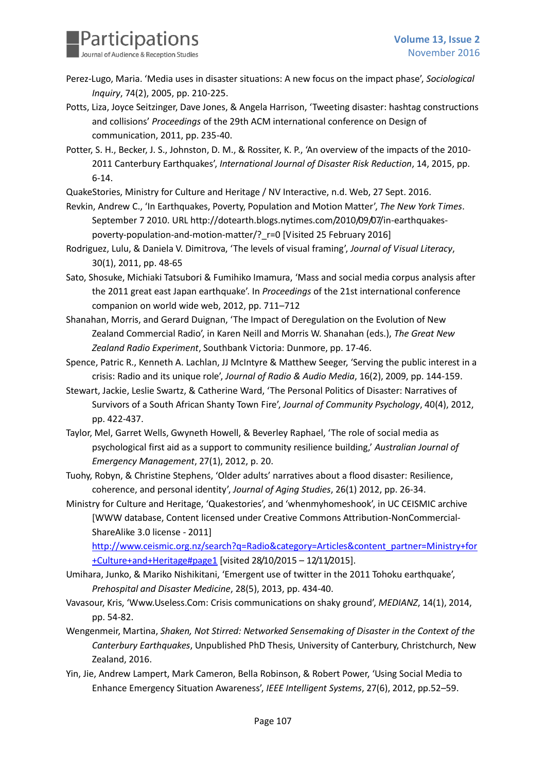Perez-Lugo, Maria. 'Media uses in disaster situations: A new focus on the impact phase', *Sociological Inquiry*, 74(2), 2005, pp. 210-225.

Potts, Liza, Joyce Seitzinger, Dave Jones, & Angela Harrison, 'Tweeting disaster: hashtag constructions and collisions' *Proceedings* of the 29th ACM international conference on Design of communication, 2011, pp. 235-40.

Potter, S. H., Becker, J. S., Johnston, D. M., & Rossiter, K. P., 'An overview of the impacts of the 2010-2011 Canterbury Earthquakes', *International Journal of Disaster Risk Reduction*, 14, 2015, pp. 6-14.

QuakeStories, Ministry for Culture and Heritage / NV Interactive, n.d. Web, 27 Sept. 2016.

Revkin, Andrew C., 'In Earthquakes, Poverty, Population and Motion Matter', *The New York Times*. September 7 2010. URL http://dotearth.blogs.nytimes.com/2010/09/07/in-earthquakes-poverty-population-and-motion-matter/?_r=0 [Visited 25 February 2016]

Rodriguez, Lulu, & Daniela V. Dimitrova, 'The levels of visual framing', *Journal of Visual Literacy*, 30(1), 2011, pp. 48-65

Sato, Shosuke, Michiaki Tatsubori & Fumihiko Imamura, 'Mass and social media corpus analysis after the 2011 great east Japan earthquake'. In *Proceedings* of the 21st international conference companion on world wide web, 2012, pp. 711–712

Shanahan, Morris, and Gerard Duignan, 'The Impact of Deregulation on the Evolution of New Zealand Commercial Radio', in Karen Neill and Morris W. Shanahan (eds.), *The Great New Zealand Radio Experiment*, Southbank Victoria: Dunmore, pp. 17-46.

Spence, Patric R., Kenneth A. Lachlan, JJ McIntyre & Matthew Seeger, 'Serving the public interest in a crisis: Radio and its unique role', *Journal of Radio & Audio Media*, 16(2), 2009, pp. 144-159.

Stewart, Jackie, Leslie Swartz, & Catherine Ward, 'The Personal Politics of Disaster: Narratives of Survivors of a South African Shanty Town Fire', *Journal of Community Psychology*, 40(4), 2012, pp. 422-437.

Taylor, Mel, Garret Wells, Gwyneth Howell, & Beverley Raphael, 'The role of social media as psychological first aid as a support to community resilience building,' *Australian Journal of Emergency Management*, 27(1), 2012, p. 20.

Tuohy, Robyn, & Christine Stephens, 'Older adults' narratives about a flood disaster: Resilience, coherence, and personal identity', *Journal of Aging Studies*, 26(1) 2012, pp. 26-34.

Ministry for Culture and Heritage, 'Quakestories', and 'whenmyhomeshook', in UC CEISMIC archive [WWW database, Content licensed under Creative Commons Attribution-NonCommercial-ShareAlike 3.0 license - 2011] http://www.ceismic.org.nz/search?q=Radio&category=Articles&content_partner=Ministry+for+Culture+and+Heritage#page1 [visited 28/10/2015 – 12/11/2015].

Umihara, Junko, & Mariko Nishikitani, 'Emergent use of twitter in the 2011 Tohoku earthquake', *Prehospital and Disaster Medicine*, 28(5), 2013, pp. 434-40.

Vavasour, Kris, 'Www.Useless.Com: Crisis communications on shaky ground', *MEDIANZ*, 14(1), 2014, pp. 54-82.

Wengenmeir, Martina, *Shaken, Not Stirred: Networked Sensemaking of Disaster in the Context of the Canterbury Earthquakes*, Unpublished PhD Thesis, University of Canterbury, Christchurch, New Zealand, 2016.

Yin, Jie, Andrew Lampert, Mark Cameron, Bella Robinson, & Robert Power, 'Using Social Media to Enhance Emergency Situation Awareness', *IEEE Intelligent Systems*, 27(6), 2012, pp.52–59.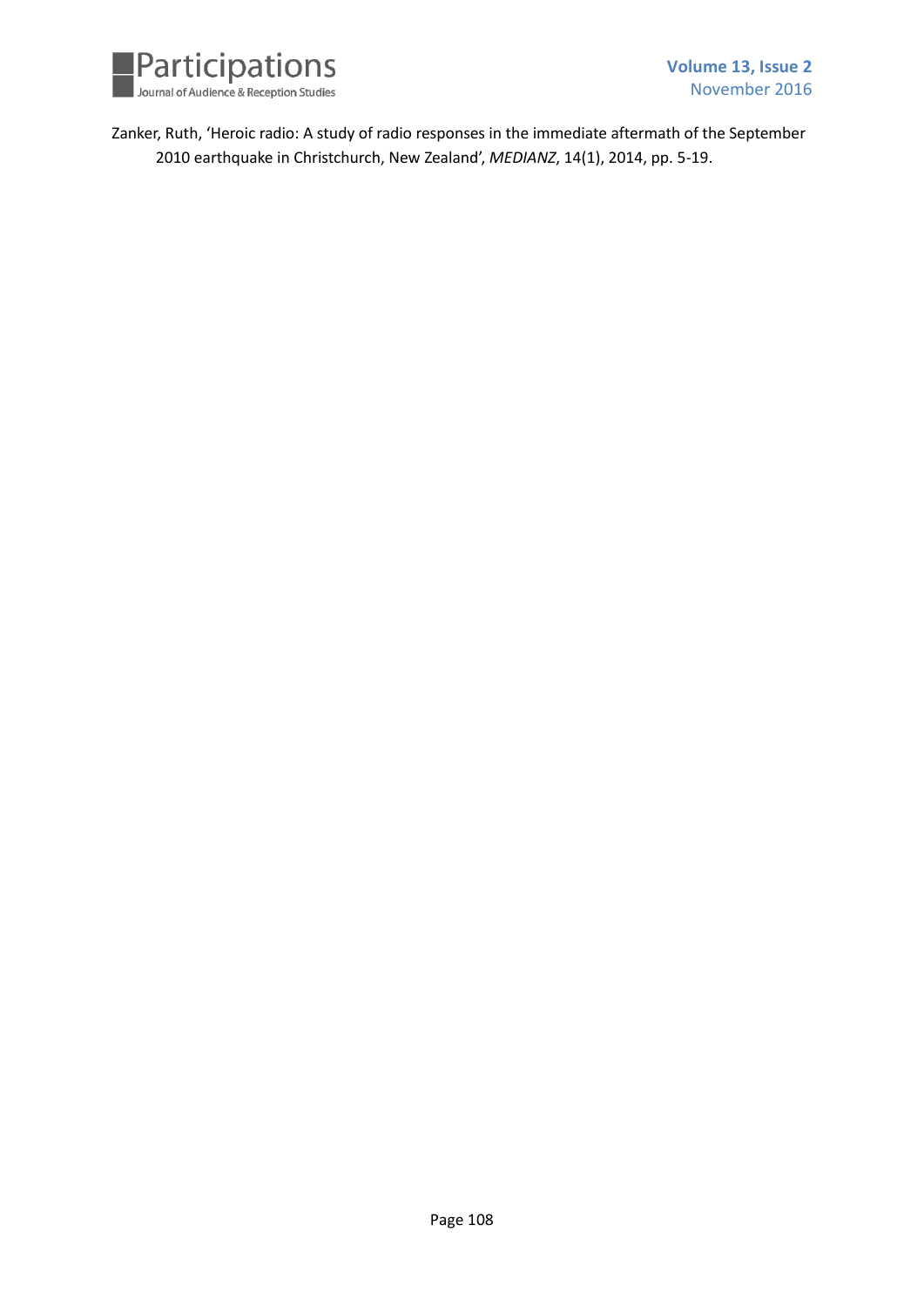Zanker, Ruth, 'Heroic radio: A study of radio responses in the immediate aftermath of the September 2010 earthquake in Christchurch, New Zealand', *MEDIANZ*, 14(1), 2014, pp. 5-19.